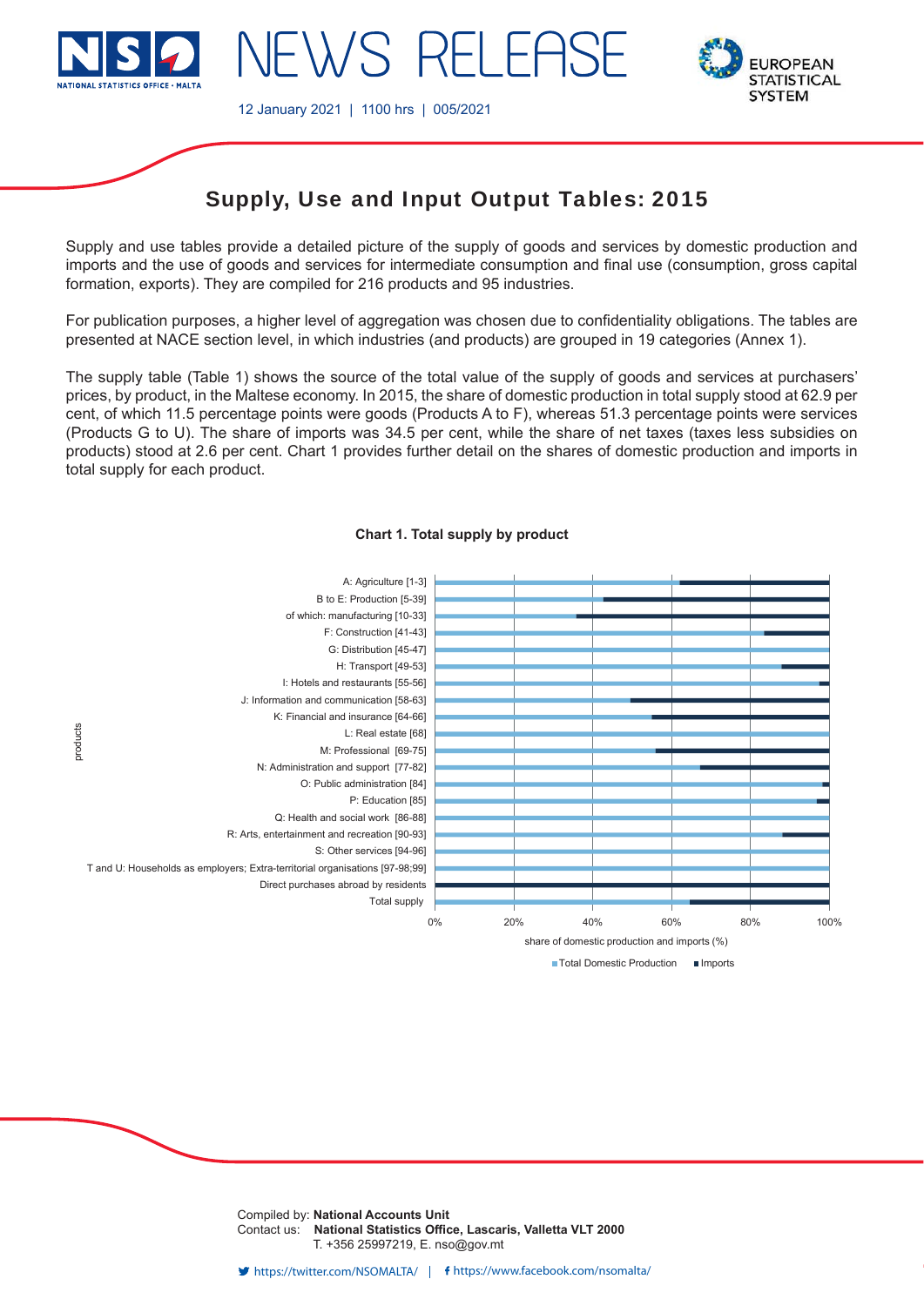# NEWS RELEASE

12 January 2021 | 1100 hrs | 005/2021

## Supply, Use and Input Output Tables: 2015

Supply and use tables provide a detailed picture of the supply of goods and services by domestic production and imports and the use of goods and services for intermediate consumption and final use (consumption, gross capital formation, exports). They are compiled for 216 products and 95 industries.

For publication purposes, a higher level of aggregation was chosen due to confidentiality obligations. The tables are presented at NACE section level, in which industries (and products) are grouped in 19 categories (Annex 1).

The supply table (Table 1) shows the source of the total value of the supply of goods and services at purchasers' prices, by product, in the Maltese economy. In 2015, the share of domestic production in total supply stood at 62.9 per cent, of which 11.5 percentage points were goods (Products A to F), whereas 51.3 percentage points were services (Products G to U). The share of imports was 34.5 per cent, while the share of net taxes (taxes less subsidies on products) stood at 2.6 per cent. Chart 1 provides further detail on the shares of domestic production and imports in total supply for each product.

**Chart 1. Total supply by product**

Products: A: Agriculture [1-3]; B to E: Production [5-39]; of which: manufacturing [10-33]; F: Construction [41-43]; G: Distribution [45-47]; H: Transport [49-53]; I: Hotels and restaurants [55-56]; J: Information and communication [58-63]; K: Financial and insurance [64-66]; L: Real estate [68]; M: Professional [69-75]; N: Administration and support [77-82]; O: Public administration [84]; P: Education [85]; Q: Health and social work [86-88]; R: Arts, entertainment and recreation [90-93]; S: Other services [94-96]; T and U: Households as employers; Extra-territorial organisations [97-98;99]; Direct purchases abroad by residents; Total supply

x-axis: share of domestic production and imports (%) — 0% to 100%

Legend: Total Domestic Production; Imports

Compiled by: **National Accounts Unit**
Contact us: **National Statistics Office, Lascaris, Valletta VLT 2000**
T. +356 25997219, E. nso@gov.mt

https://twitter.com/NSOMALTA/ | https://www.facebook.com/nsomalta/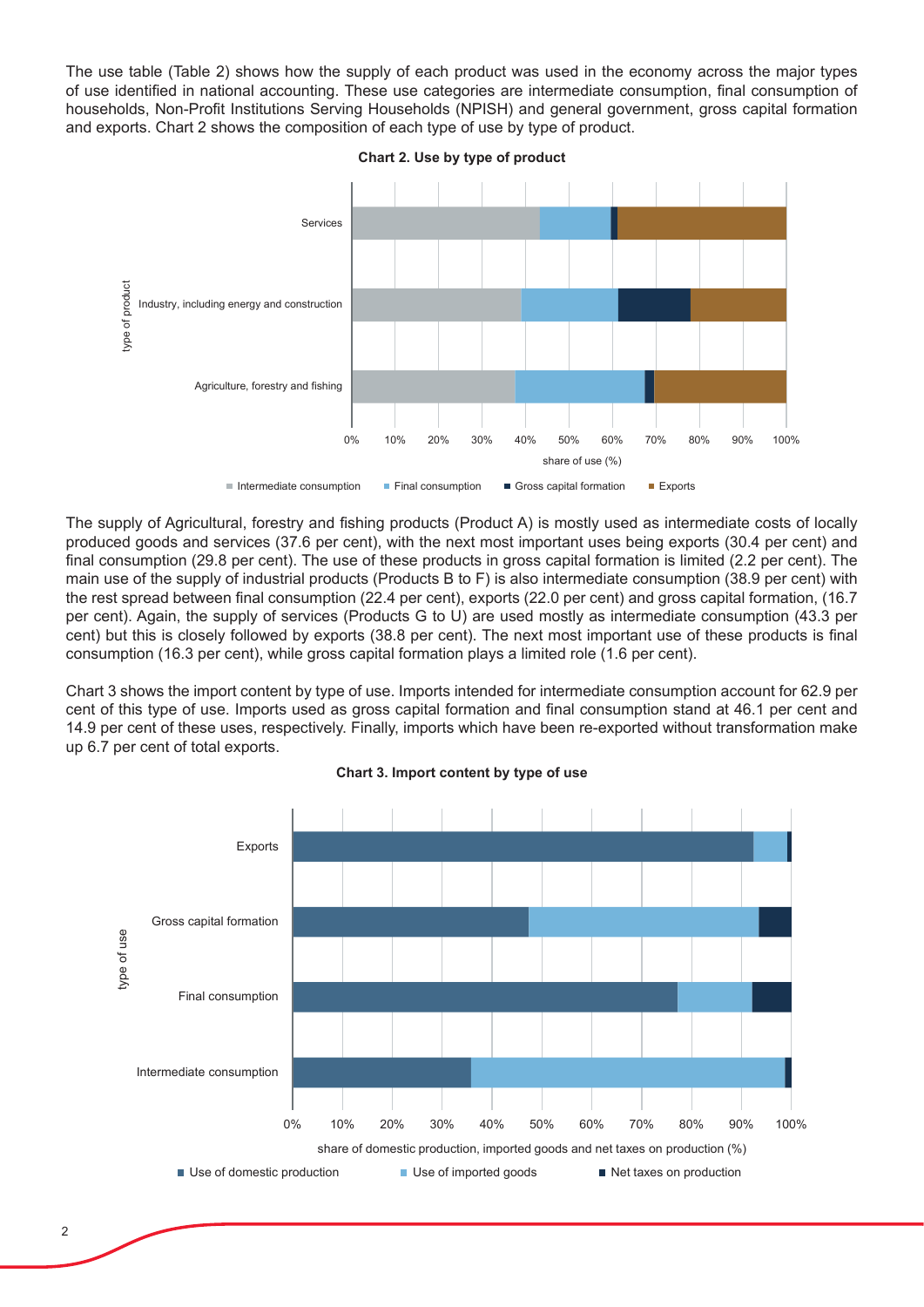The use table (Table 2) shows how the supply of each product was used in the economy across the major types of use identified in national accounting. These use categories are intermediate consumption, final consumption of households, Non-Profit Institutions Serving Households (NPISH) and general government, gross capital formation and exports. Chart 2 shows the composition of each type of use by type of product.

**Chart 2. Use by type of product**

The supply of Agricultural, forestry and fishing products (Product A) is mostly used as intermediate costs of locally produced goods and services (37.6 per cent), with the next most important uses being exports (30.4 per cent) and final consumption (29.8 per cent). The use of these products in gross capital formation is limited (2.2 per cent). The main use of the supply of industrial products (Products B to F) is also intermediate consumption (38.9 per cent) with the rest spread between final consumption (22.4 per cent), exports (22.0 per cent) and gross capital formation, (16.7 per cent). Again, the supply of services (Products G to U) are used mostly as intermediate consumption (43.3 per cent) but this is closely followed by exports (38.8 per cent). The next most important use of these products is final consumption (16.3 per cent), while gross capital formation plays a limited role (1.6 per cent).

Chart 3 shows the import content by type of use. Imports intended for intermediate consumption account for 62.9 per cent of this type of use. Imports used as gross capital formation and final consumption stand at 46.1 per cent and 14.9 per cent of these uses, respectively. Finally, imports which have been re-exported without transformation make up 6.7 per cent of total exports.

**Chart 3. Import content by type of use**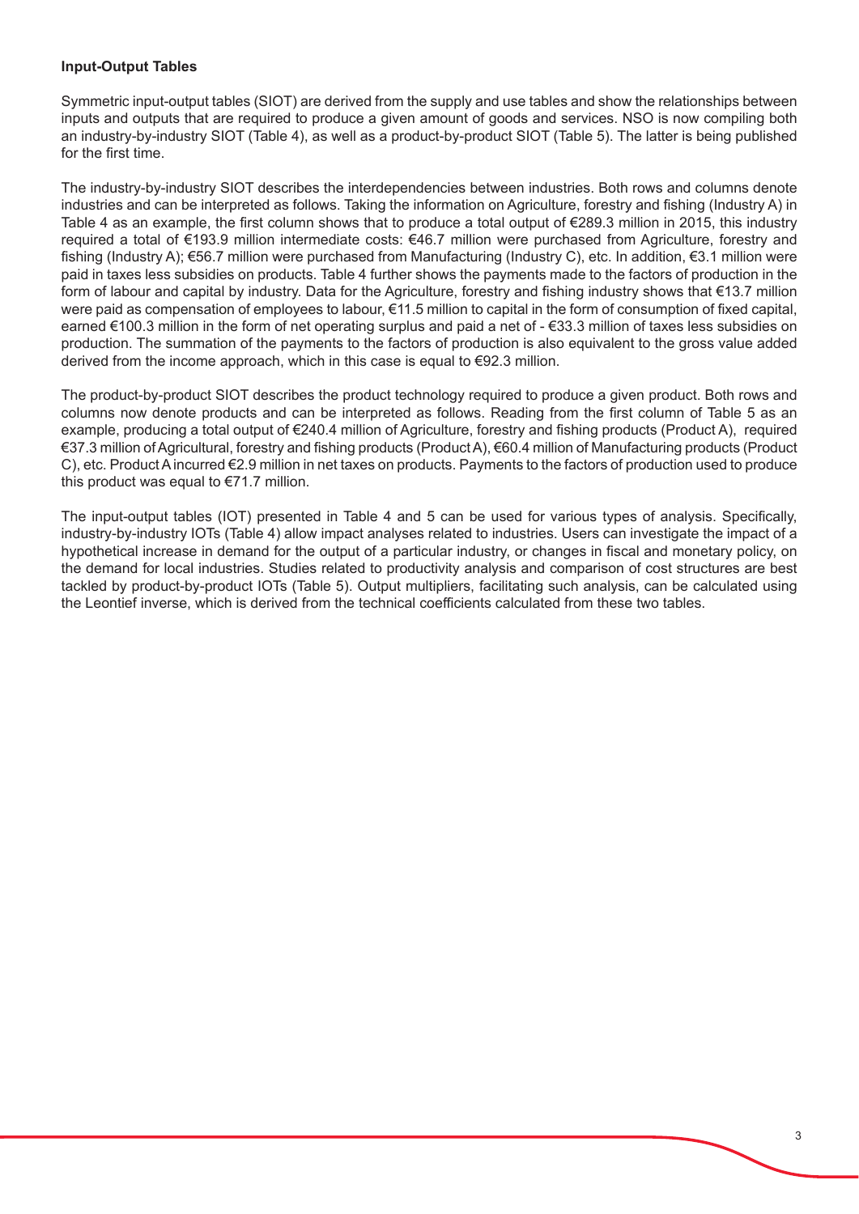**Input-Output Tables**

Symmetric input-output tables (SIOT) are derived from the supply and use tables and show the relationships between inputs and outputs that are required to produce a given amount of goods and services. NSO is now compiling both an industry-by-industry SIOT (Table 4), as well as a product-by-product SIOT (Table 5). The latter is being published for the first time.

The industry-by-industry SIOT describes the interdependencies between industries. Both rows and columns denote industries and can be interpreted as follows. Taking the information on Agriculture, forestry and fishing (Industry A) in Table 4 as an example, the first column shows that to produce a total output of €289.3 million in 2015, this industry required a total of €193.9 million intermediate costs: €46.7 million were purchased from Agriculture, forestry and fishing (Industry A); €56.7 million were purchased from Manufacturing (Industry C), etc. In addition, €3.1 million were paid in taxes less subsidies on products. Table 4 further shows the payments made to the factors of production in the form of labour and capital by industry. Data for the Agriculture, forestry and fishing industry shows that €13.7 million were paid as compensation of employees to labour, €11.5 million to capital in the form of consumption of fixed capital, earned €100.3 million in the form of net operating surplus and paid a net of - €33.3 million of taxes less subsidies on production. The summation of the payments to the factors of production is also equivalent to the gross value added derived from the income approach, which in this case is equal to €92.3 million.

The product-by-product SIOT describes the product technology required to produce a given product. Both rows and columns now denote products and can be interpreted as follows. Reading from the first column of Table 5 as an example, producing a total output of €240.4 million of Agriculture, forestry and fishing products (Product A), required €37.3 million of Agricultural, forestry and fishing products (Product A), €60.4 million of Manufacturing products (Product C), etc. Product A incurred €2.9 million in net taxes on products. Payments to the factors of production used to produce this product was equal to €71.7 million.

The input-output tables (IOT) presented in Table 4 and 5 can be used for various types of analysis. Specifically, industry-by-industry IOTs (Table 4) allow impact analyses related to industries. Users can investigate the impact of a hypothetical increase in demand for the output of a particular industry, or changes in fiscal and monetary policy, on the demand for local industries. Studies related to productivity analysis and comparison of cost structures are best tackled by product-by-product IOTs (Table 5). Output multipliers, facilitating such analysis, can be calculated using the Leontief inverse, which is derived from the technical coefficients calculated from these two tables.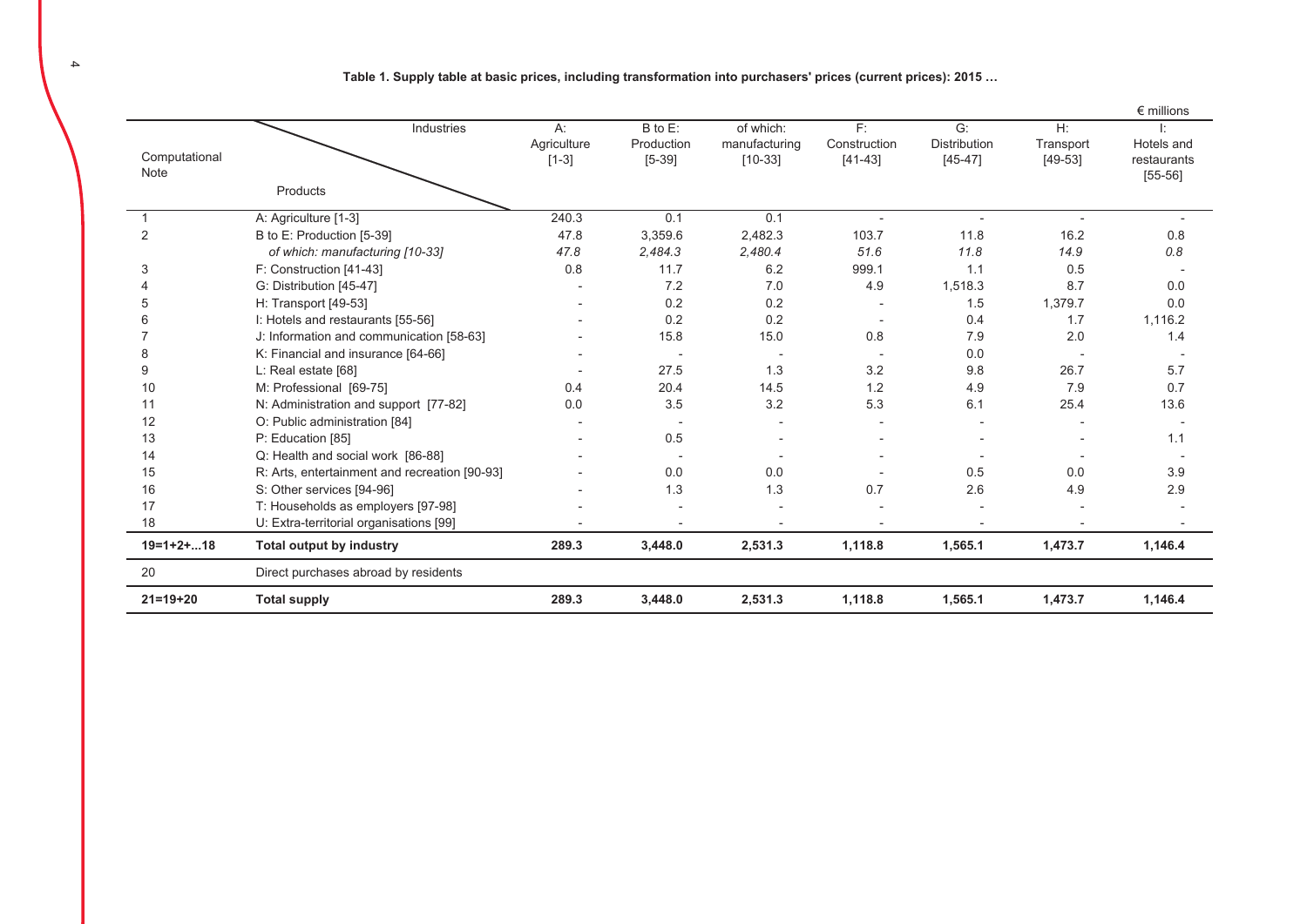**Table 1. Supply table at basic prices, including transformation into purchasers' prices (current prices): 2015 …**

€ millions

| Computational Note | Products \ Industries | A: Agriculture [1-3] | B to E: Production [5-39] | of which: manufacturing [10-33] | F: Construction [41-43] | G: Distribution [45-47] | H: Transport [49-53] | I: Hotels and restaurants [55-56] |
|---|---|---|---|---|---|---|---|---|
| 1 | A: Agriculture [1-3] | 240.3 | 0.1 | 0.1 | - | - | - | - |
| 2 | B to E: Production [5-39] | 47.8 | 3,359.6 | 2,482.3 | 103.7 | 11.8 | 16.2 | 0.8 |
| | *of which: manufacturing [10-33]* | *47.8* | *2,484.3* | *2,480.4* | *51.6* | *11.8* | *14.9* | *0.8* |
| 3 | F: Construction [41-43] | 0.8 | 11.7 | 6.2 | 999.1 | 1.1 | 0.5 | - |
| 4 | G: Distribution [45-47] | - | 7.2 | 7.0 | 4.9 | 1,518.3 | 8.7 | 0.0 |
| 5 | H: Transport [49-53] | - | 0.2 | 0.2 | - | 1.5 | 1,379.7 | 0.0 |
| 6 | I: Hotels and restaurants [55-56] | - | 0.2 | 0.2 | - | 0.4 | 1.7 | 1,116.2 |
| 7 | J: Information and communication [58-63] | - | 15.8 | 15.0 | 0.8 | 7.9 | 2.0 | 1.4 |
| 8 | K: Financial and insurance [64-66] | - | - | - | - | 0.0 | - | - |
| 9 | L: Real estate [68] | - | 27.5 | 1.3 | 3.2 | 9.8 | 26.7 | 5.7 |
| 10 | M: Professional [69-75] | 0.4 | 20.4 | 14.5 | 1.2 | 4.9 | 7.9 | 0.7 |
| 11 | N: Administration and support [77-82] | 0.0 | 3.5 | 3.2 | 5.3 | 6.1 | 25.4 | 13.6 |
| 12 | O: Public administration [84] | - | - | - | - | - | - | - |
| 13 | P: Education [85] | - | 0.5 | - | - | - | - | 1.1 |
| 14 | Q: Health and social work [86-88] | - | - | - | - | - | - | - |
| 15 | R: Arts, entertainment and recreation [90-93] | - | 0.0 | 0.0 | - | 0.5 | 0.0 | 3.9 |
| 16 | S: Other services [94-96] | - | 1.3 | 1.3 | 0.7 | 2.6 | 4.9 | 2.9 |
| 17 | T: Households as employers [97-98] | - | - | - | - | - | - | - |
| 18 | U: Extra-territorial organisations [99] | - | - | - | - | - | - | - |
| **19=1+2+...18** | **Total output by industry** | **289.3** | **3,448.0** | **2,531.3** | **1,118.8** | **1,565.1** | **1,473.7** | **1,146.4** |
| 20 | Direct purchases abroad by residents | | | | | | | |
| **21=19+20** | **Total supply** | **289.3** | **3,448.0** | **2,531.3** | **1,118.8** | **1,565.1** | **1,473.7** | **1,146.4** |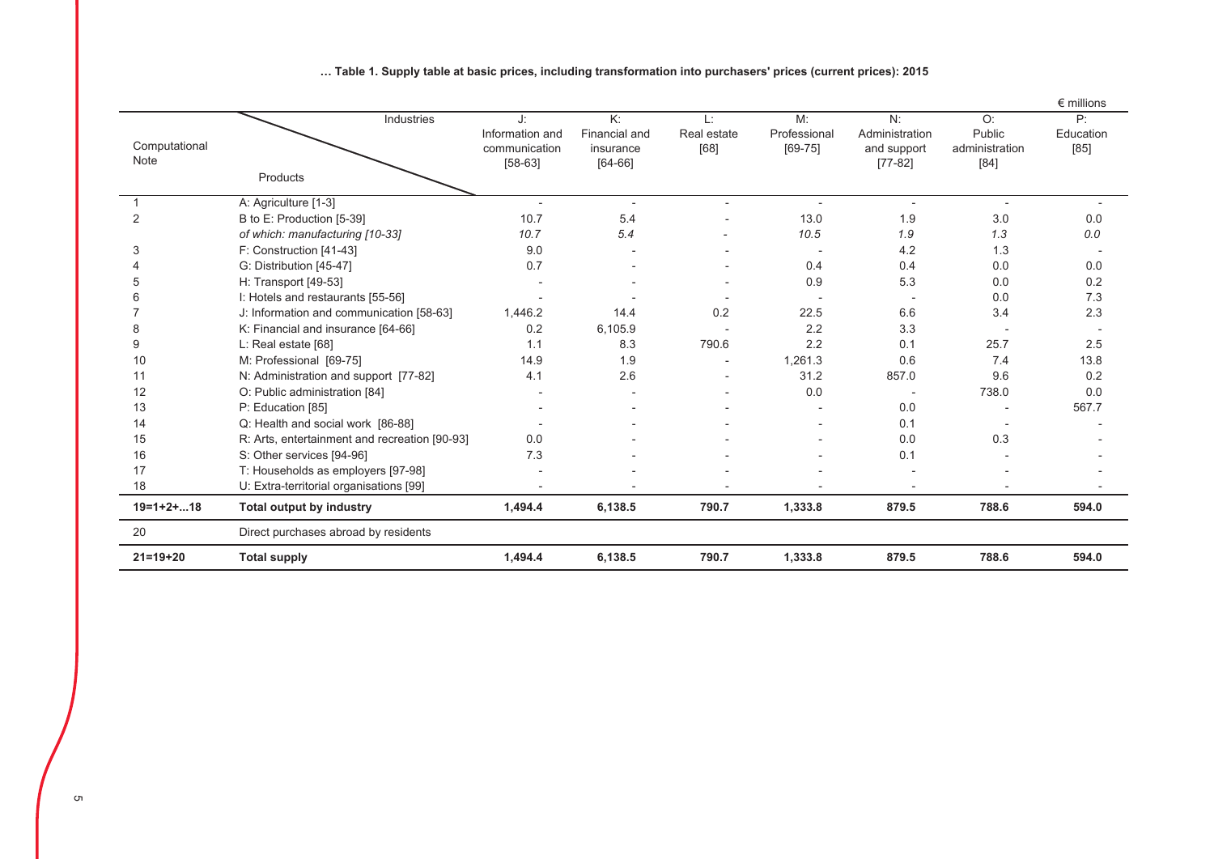**… Table 1. Supply table at basic prices, including transformation into purchasers' prices (current prices): 2015**

€ millions

| Computational Note | Products \ Industries | J: Information and communication [58-63] | K: Financial and insurance [64-66] | L: Real estate [68] | M: Professional [69-75] | N: Administration and support [77-82] | O: Public administration [84] | P: Education [85] |
|---|---|---|---|---|---|---|---|---|
| 1 | A: Agriculture [1-3] | - | - | - | - | - | - | - |
| 2 | B to E: Production [5-39] | 10.7 | 5.4 | - | 13.0 | 1.9 | 3.0 | 0.0 |
| | *of which: manufacturing [10-33]* | *10.7* | *5.4* | - | *10.5* | *1.9* | *1.3* | *0.0* |
| 3 | F: Construction [41-43] | 9.0 | - | - | - | 4.2 | 1.3 | - |
| 4 | G: Distribution [45-47] | 0.7 | - | - | 0.4 | 0.4 | 0.0 | 0.0 |
| 5 | H: Transport [49-53] | - | - | - | 0.9 | 5.3 | 0.0 | 0.2 |
| 6 | I: Hotels and restaurants [55-56] | - | - | - | - | - | 0.0 | 7.3 |
| 7 | J: Information and communication [58-63] | 1,446.2 | 14.4 | 0.2 | 22.5 | 6.6 | 3.4 | 2.3 |
| 8 | K: Financial and insurance [64-66] | 0.2 | 6,105.9 | - | 2.2 | 3.3 | - | - |
| 9 | L: Real estate [68] | 1.1 | 8.3 | 790.6 | 2.2 | 0.1 | 25.7 | 2.5 |
| 10 | M: Professional [69-75] | 14.9 | 1.9 | - | 1,261.3 | 0.6 | 7.4 | 13.8 |
| 11 | N: Administration and support [77-82] | 4.1 | 2.6 | - | 31.2 | 857.0 | 9.6 | 0.2 |
| 12 | O: Public administration [84] | - | - | - | 0.0 | - | 738.0 | 0.0 |
| 13 | P: Education [85] | - | - | - | - | 0.0 | - | 567.7 |
| 14 | Q: Health and social work [86-88] | - | - | - | - | 0.1 | - | - |
| 15 | R: Arts, entertainment and recreation [90-93] | 0.0 | - | - | - | 0.0 | 0.3 | - |
| 16 | S: Other services [94-96] | 7.3 | - | - | - | 0.1 | - | - |
| 17 | T: Households as employers [97-98] | - | - | - | - | - | - | - |
| 18 | U: Extra-territorial organisations [99] | - | - | - | - | - | - | - |
| **19=1+2+...18** | **Total output by industry** | **1,494.4** | **6,138.5** | **790.7** | **1,333.8** | **879.5** | **788.6** | **594.0** |
| 20 | Direct purchases abroad by residents | | | | | | | |
| **21=19+20** | **Total supply** | **1,494.4** | **6,138.5** | **790.7** | **1,333.8** | **879.5** | **788.6** | **594.0** |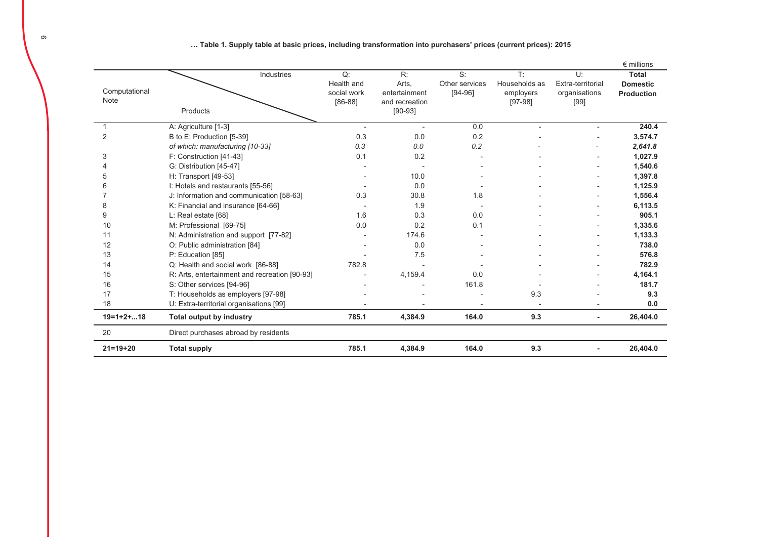**… Table 1. Supply table at basic prices, including transformation into purchasers' prices (current prices): 2015**

€ millions

| Computational Note | Products \ Industries | Q: Health and social work [86-88] | R: Arts, entertainment and recreation [90-93] | S: Other services [94-96] | T: Households as employers [97-98] | U: Extra-territorial organisations [99] | **Total Domestic Production** |
|---|---|---|---|---|---|---|---|
| 1 | A: Agriculture [1-3] | - | - | 0.0 | - | - | **240.4** |
| 2 | B to E: Production [5-39] | 0.3 | 0.0 | 0.2 | - | - | **3,574.7** |
| | *of which: manufacturing [10-33]* | *0.3* | *0.0* | *0.2* | - | - | ***2,641.8*** |
| 3 | F: Construction [41-43] | 0.1 | 0.2 | - | - | - | **1,027.9** |
| 4 | G: Distribution [45-47] | - | - | - | - | - | **1,540.6** |
| 5 | H: Transport [49-53] | - | 10.0 | - | - | - | **1,397.8** |
| 6 | I: Hotels and restaurants [55-56] | - | 0.0 | - | - | - | **1,125.9** |
| 7 | J: Information and communication [58-63] | 0.3 | 30.8 | 1.8 | - | - | **1,556.4** |
| 8 | K: Financial and insurance [64-66] | - | 1.9 | - | - | - | **6,113.5** |
| 9 | L: Real estate [68] | 1.6 | 0.3 | 0.0 | - | - | **905.1** |
| 10 | M: Professional [69-75] | 0.0 | 0.2 | 0.1 | - | - | **1,335.6** |
| 11 | N: Administration and support [77-82] | - | 174.6 | - | - | - | **1,133.3** |
| 12 | O: Public administration [84] | - | 0.0 | - | - | - | **738.0** |
| 13 | P: Education [85] | - | 7.5 | - | - | - | **576.8** |
| 14 | Q: Health and social work [86-88] | 782.8 | - | - | - | - | **782.9** |
| 15 | R: Arts, entertainment and recreation [90-93] | - | 4,159.4 | 0.0 | - | - | **4,164.1** |
| 16 | S: Other services [94-96] | - | - | 161.8 | - | - | **181.7** |
| 17 | T: Households as employers [97-98] | - | - | - | 9.3 | - | **9.3** |
| 18 | U: Extra-territorial organisations [99] | - | - | - | - | - | **0.0** |
| **19=1+2+...18** | **Total output by industry** | **785.1** | **4,384.9** | **164.0** | **9.3** | **-** | **26,404.0** |
| 20 | Direct purchases abroad by residents | | | | | | |
| **21=19+20** | **Total supply** | **785.1** | **4,384.9** | **164.0** | **9.3** | **-** | **26,404.0** |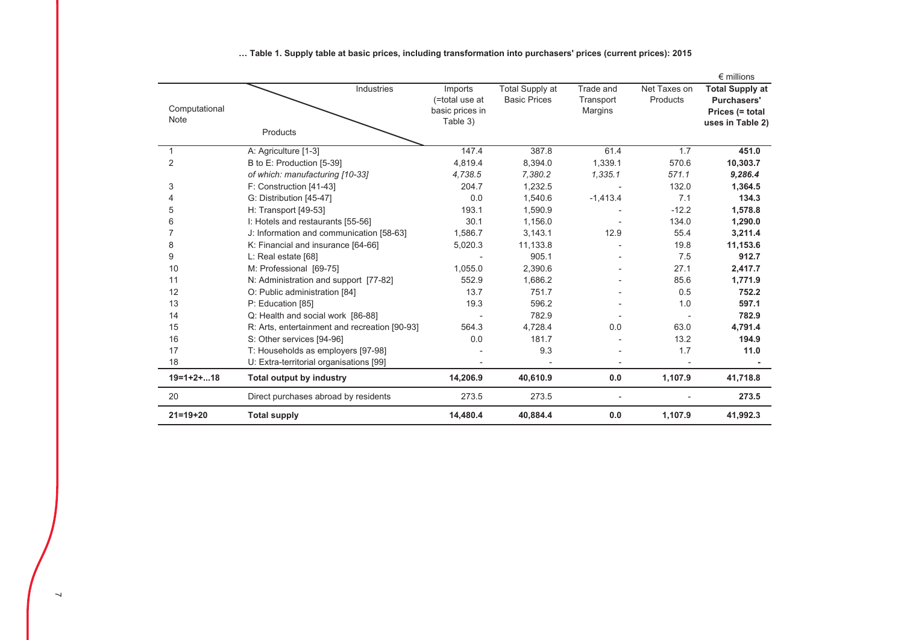**… Table 1. Supply table at basic prices, including transformation into purchasers' prices (current prices): 2015**

€ millions

| Computational Note | Industries / Products | Imports (=total use at basic prices in Table 3) | Total Supply at Basic Prices | Trade and Transport Margins | Net Taxes on Products | **Total Supply at Purchasers' Prices (= total uses in Table 2)** |
|---|---|---|---|---|---|---|
| 1 | A: Agriculture [1-3] | 147.4 | 387.8 | 61.4 | 1.7 | **451.0** |
| 2 | B to E: Production [5-39] | 4,819.4 | 8,394.0 | 1,339.1 | 570.6 | **10,303.7** |
| | *of which: manufacturing [10-33]* | *4,738.5* | *7,380.2* | *1,335.1* | *571.1* | ***9,286.4*** |
| 3 | F: Construction [41-43] | 204.7 | 1,232.5 | - | 132.0 | **1,364.5** |
| 4 | G: Distribution [45-47] | 0.0 | 1,540.6 | -1,413.4 | 7.1 | **134.3** |
| 5 | H: Transport [49-53] | 193.1 | 1,590.9 | - | -12.2 | **1,578.8** |
| 6 | I: Hotels and restaurants [55-56] | 30.1 | 1,156.0 | - | 134.0 | **1,290.0** |
| 7 | J: Information and communication [58-63] | 1,586.7 | 3,143.1 | 12.9 | 55.4 | **3,211.4** |
| 8 | K: Financial and insurance [64-66] | 5,020.3 | 11,133.8 | - | 19.8 | **11,153.6** |
| 9 | L: Real estate [68] | - | 905.1 | - | 7.5 | **912.7** |
| 10 | M: Professional [69-75] | 1,055.0 | 2,390.6 | - | 27.1 | **2,417.7** |
| 11 | N: Administration and support [77-82] | 552.9 | 1,686.2 | - | 85.6 | **1,771.9** |
| 12 | O: Public administration [84] | 13.7 | 751.7 | - | 0.5 | **752.2** |
| 13 | P: Education [85] | 19.3 | 596.2 | - | 1.0 | **597.1** |
| 14 | Q: Health and social work [86-88] | - | 782.9 | - | - | **782.9** |
| 15 | R: Arts, entertainment and recreation [90-93] | 564.3 | 4,728.4 | 0.0 | 63.0 | **4,791.4** |
| 16 | S: Other services [94-96] | 0.0 | 181.7 | - | 13.2 | **194.9** |
| 17 | T: Households as employers [97-98] | - | 9.3 | - | 1.7 | **11.0** |
| 18 | U: Extra-territorial organisations [99] | - | - | - | - | **-** |
| **19=1+2+...18** | **Total output by industry** | **14,206.9** | **40,610.9** | **0.0** | **1,107.9** | **41,718.8** |
| 20 | Direct purchases abroad by residents | 273.5 | 273.5 | - | - | **273.5** |
| **21=19+20** | **Total supply** | **14,480.4** | **40,884.4** | **0.0** | **1,107.9** | **41,992.3** |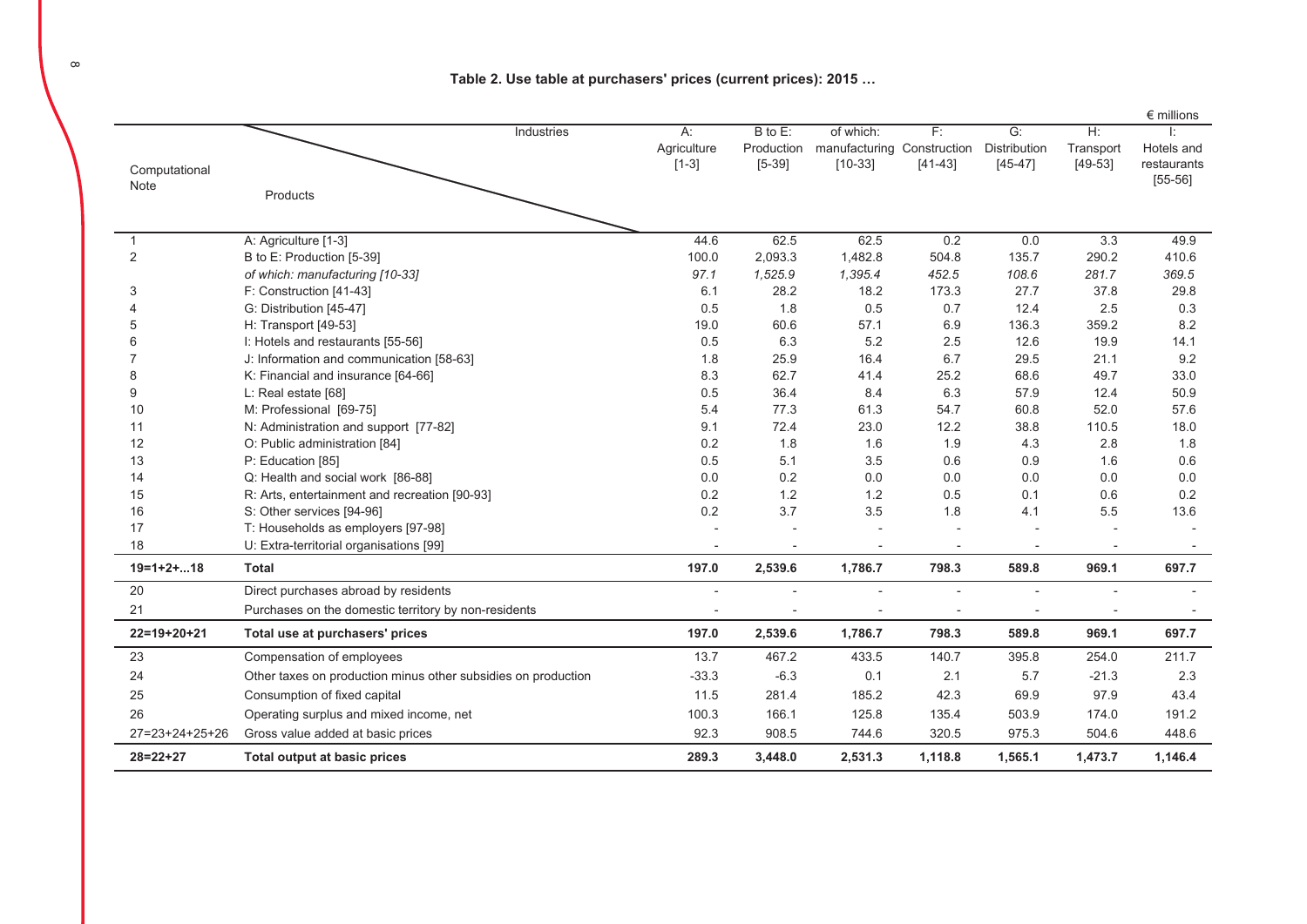**Table 2. Use table at purchasers' prices (current prices): 2015 …**

€ millions

| Computational Note | Products \ Industries | A: Agriculture [1-3] | B to E: Production [5-39] | of which: manufacturing [10-33] | F: Construction [41-43] | G: Distribution [45-47] | H: Transport [49-53] | I: Hotels and restaurants [55-56] |
|---|---|---|---|---|---|---|---|---|
| 1 | A: Agriculture [1-3] | 44.6 | 62.5 | 62.5 | 0.2 | 0.0 | 3.3 | 49.9 |
| 2 | B to E: Production [5-39] | 100.0 | 2,093.3 | 1,482.8 | 504.8 | 135.7 | 290.2 | 410.6 |
| | *of which: manufacturing [10-33]* | *97.1* | *1,525.9* | *1,395.4* | *452.5* | *108.6* | *281.7* | *369.5* |
| 3 | F: Construction [41-43] | 6.1 | 28.2 | 18.2 | 173.3 | 27.7 | 37.8 | 29.8 |
| 4 | G: Distribution [45-47] | 0.5 | 1.8 | 0.5 | 0.7 | 12.4 | 2.5 | 0.3 |
| 5 | H: Transport [49-53] | 19.0 | 60.6 | 57.1 | 6.9 | 136.3 | 359.2 | 8.2 |
| 6 | I: Hotels and restaurants [55-56] | 0.5 | 6.3 | 5.2 | 2.5 | 12.6 | 19.9 | 14.1 |
| 7 | J: Information and communication [58-63] | 1.8 | 25.9 | 16.4 | 6.7 | 29.5 | 21.1 | 9.2 |
| 8 | K: Financial and insurance [64-66] | 8.3 | 62.7 | 41.4 | 25.2 | 68.6 | 49.7 | 33.0 |
| 9 | L: Real estate [68] | 0.5 | 36.4 | 8.4 | 6.3 | 57.9 | 12.4 | 50.9 |
| 10 | M: Professional [69-75] | 5.4 | 77.3 | 61.3 | 54.7 | 60.8 | 52.0 | 57.6 |
| 11 | N: Administration and support [77-82] | 9.1 | 72.4 | 23.0 | 12.2 | 38.8 | 110.5 | 18.0 |
| 12 | O: Public administration [84] | 0.2 | 1.8 | 1.6 | 1.9 | 4.3 | 2.8 | 1.8 |
| 13 | P: Education [85] | 0.5 | 5.1 | 3.5 | 0.6 | 0.9 | 1.6 | 0.6 |
| 14 | Q: Health and social work [86-88] | 0.0 | 0.2 | 0.0 | 0.0 | 0.0 | 0.0 | 0.0 |
| 15 | R: Arts, entertainment and recreation [90-93] | 0.2 | 1.2 | 1.2 | 0.5 | 0.1 | 0.6 | 0.2 |
| 16 | S: Other services [94-96] | 0.2 | 3.7 | 3.5 | 1.8 | 4.1 | 5.5 | 13.6 |
| 17 | T: Households as employers [97-98] | - | - | - | - | - | - | - |
| 18 | U: Extra-territorial organisations [99] | - | - | - | - | - | - | - |
| **19=1+2+...18** | **Total** | **197.0** | **2,539.6** | **1,786.7** | **798.3** | **589.8** | **969.1** | **697.7** |
| 20 | Direct purchases abroad by residents | - | - | - | - | - | - | - |
| 21 | Purchases on the domestic territory by non-residents | - | - | - | - | - | - | - |
| **22=19+20+21** | **Total use at purchasers' prices** | **197.0** | **2,539.6** | **1,786.7** | **798.3** | **589.8** | **969.1** | **697.7** |
| 23 | Compensation of employees | 13.7 | 467.2 | 433.5 | 140.7 | 395.8 | 254.0 | 211.7 |
| 24 | Other taxes on production minus other subsidies on production | -33.3 | -6.3 | 0.1 | 2.1 | 5.7 | -21.3 | 2.3 |
| 25 | Consumption of fixed capital | 11.5 | 281.4 | 185.2 | 42.3 | 69.9 | 97.9 | 43.4 |
| 26 | Operating surplus and mixed income, net | 100.3 | 166.1 | 125.8 | 135.4 | 503.9 | 174.0 | 191.2 |
| 27=23+24+25+26 | Gross value added at basic prices | 92.3 | 908.5 | 744.6 | 320.5 | 975.3 | 504.6 | 448.6 |
| **28=22+27** | **Total output at basic prices** | **289.3** | **3,448.0** | **2,531.3** | **1,118.8** | **1,565.1** | **1,473.7** | **1,146.4** |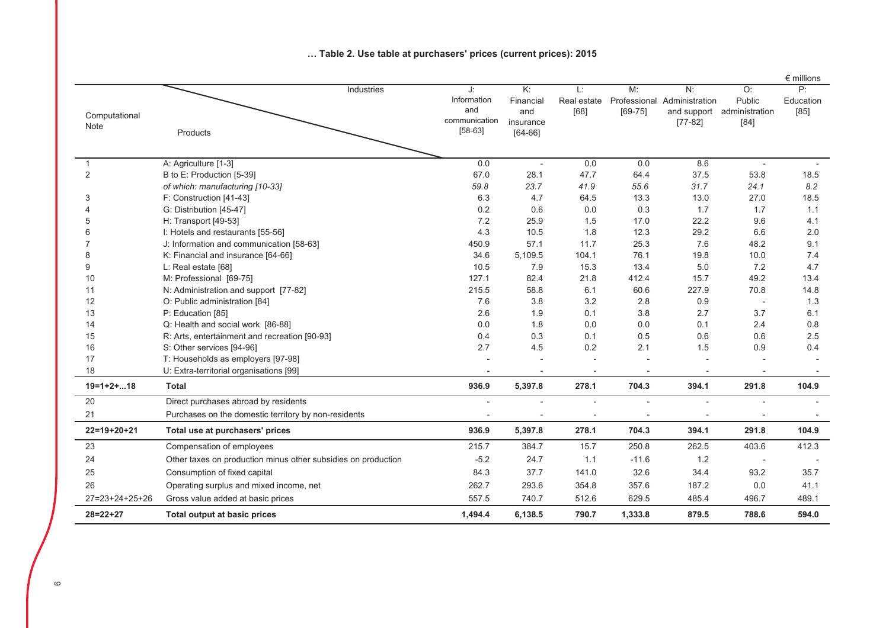**… Table 2. Use table at purchasers' prices (current prices): 2015**

€ millions

| Computational Note | Products \ Industries | J: Information and communication [58-63] | K: Financial and insurance [64-66] | L: Real estate [68] | M: Professional [69-75] | N: Administration and support [77-82] | O: Public administration [84] | P: Education [85] |
|---|---|---|---|---|---|---|---|---|
| 1 | A: Agriculture [1-3] | 0.0 | - | 0.0 | 0.0 | 8.6 | - | - |
| 2 | B to E: Production [5-39] | 67.0 | 28.1 | 47.7 | 64.4 | 37.5 | 53.8 | 18.5 |
| | *of which: manufacturing [10-33]* | *59.8* | *23.7* | *41.9* | *55.6* | *31.7* | *24.1* | *8.2* |
| 3 | F: Construction [41-43] | 6.3 | 4.7 | 64.5 | 13.3 | 13.0 | 27.0 | 18.5 |
| 4 | G: Distribution [45-47] | 0.2 | 0.6 | 0.0 | 0.3 | 1.7 | 1.7 | 1.1 |
| 5 | H: Transport [49-53] | 7.2 | 25.9 | 1.5 | 17.0 | 22.2 | 9.6 | 4.1 |
| 6 | I: Hotels and restaurants [55-56] | 4.3 | 10.5 | 1.8 | 12.3 | 29.2 | 6.6 | 2.0 |
| 7 | J: Information and communication [58-63] | 450.9 | 57.1 | 11.7 | 25.3 | 7.6 | 48.2 | 9.1 |
| 8 | K: Financial and insurance [64-66] | 34.6 | 5,109.5 | 104.1 | 76.1 | 19.8 | 10.0 | 7.4 |
| 9 | L: Real estate [68] | 10.5 | 7.9 | 15.3 | 13.4 | 5.0 | 7.2 | 4.7 |
| 10 | M: Professional [69-75] | 127.1 | 82.4 | 21.8 | 412.4 | 15.7 | 49.2 | 13.4 |
| 11 | N: Administration and support [77-82] | 215.5 | 58.8 | 6.1 | 60.6 | 227.9 | 70.8 | 14.8 |
| 12 | O: Public administration [84] | 7.6 | 3.8 | 3.2 | 2.8 | 0.9 | - | 1.3 |
| 13 | P: Education [85] | 2.6 | 1.9 | 0.1 | 3.8 | 2.7 | 3.7 | 6.1 |
| 14 | Q: Health and social work [86-88] | 0.0 | 1.8 | 0.0 | 0.0 | 0.1 | 2.4 | 0.8 |
| 15 | R: Arts, entertainment and recreation [90-93] | 0.4 | 0.3 | 0.1 | 0.5 | 0.6 | 0.6 | 2.5 |
| 16 | S: Other services [94-96] | 2.7 | 4.5 | 0.2 | 2.1 | 1.5 | 0.9 | 0.4 |
| 17 | T: Households as employers [97-98] | - | - | - | - | - | - | - |
| 18 | U: Extra-territorial organisations [99] | - | - | - | - | - | - | - |
| **19=1+2+...18** | **Total** | **936.9** | **5,397.8** | **278.1** | **704.3** | **394.1** | **291.8** | **104.9** |
| 20 | Direct purchases abroad by residents | - | - | - | - | - | - | - |
| 21 | Purchases on the domestic territory by non-residents | - | - | - | - | - | - | - |
| **22=19+20+21** | **Total use at purchasers' prices** | **936.9** | **5,397.8** | **278.1** | **704.3** | **394.1** | **291.8** | **104.9** |
| 23 | Compensation of employees | 215.7 | 384.7 | 15.7 | 250.8 | 262.5 | 403.6 | 412.3 |
| 24 | Other taxes on production minus other subsidies on production | -5.2 | 24.7 | 1.1 | -11.6 | 1.2 | - | - |
| 25 | Consumption of fixed capital | 84.3 | 37.7 | 141.0 | 32.6 | 34.4 | 93.2 | 35.7 |
| 26 | Operating surplus and mixed income, net | 262.7 | 293.6 | 354.8 | 357.6 | 187.2 | 0.0 | 41.1 |
| 27=23+24+25+26 | Gross value added at basic prices | 557.5 | 740.7 | 512.6 | 629.5 | 485.4 | 496.7 | 489.1 |
| **28=22+27** | **Total output at basic prices** | **1,494.4** | **6,138.5** | **790.7** | **1,333.8** | **879.5** | **788.6** | **594.0** |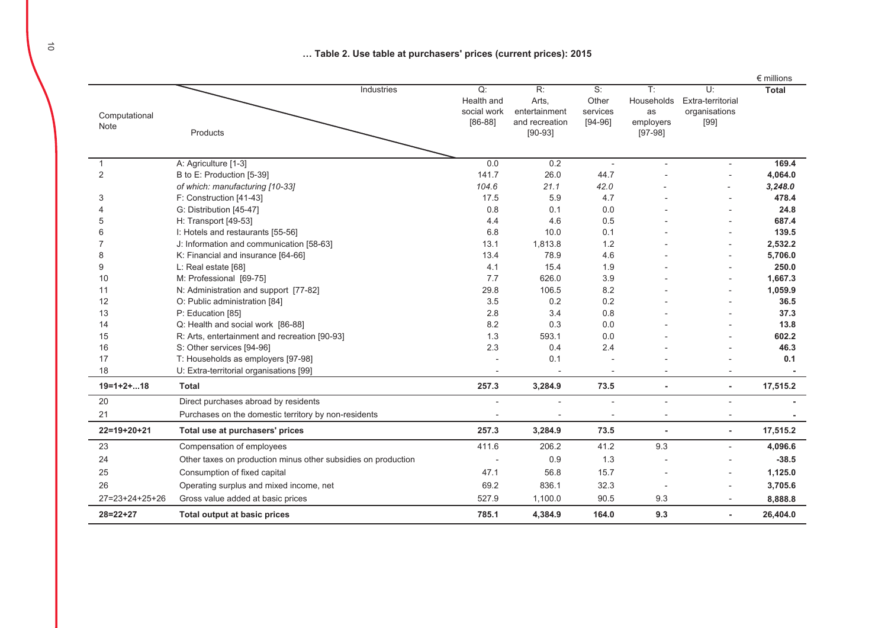**… Table 2. Use table at purchasers' prices (current prices): 2015**

€ millions

| Computational Note | Products \ Industries | Q: Health and social work [86-88] | R: Arts, entertainment and recreation [90-93] | S: Other services [94-96] | T: Households as employers [97-98] | U: Extra-territorial organisations [99] | Total |
|---|---|---|---|---|---|---|---|
| 1 | A: Agriculture [1-3] | 0.0 | 0.2 | - | - | - | **169.4** |
| 2 | B to E: Production [5-39] | 141.7 | 26.0 | 44.7 | - | - | **4,064.0** |
| | *of which: manufacturing [10-33]* | *104.6* | *21.1* | *42.0* | - | - | ***3,248.0*** |
| 3 | F: Construction [41-43] | 17.5 | 5.9 | 4.7 | - | - | **478.4** |
| 4 | G: Distribution [45-47] | 0.8 | 0.1 | 0.0 | - | - | **24.8** |
| 5 | H: Transport [49-53] | 4.4 | 4.6 | 0.5 | - | - | **687.4** |
| 6 | I: Hotels and restaurants [55-56] | 6.8 | 10.0 | 0.1 | - | - | **139.5** |
| 7 | J: Information and communication [58-63] | 13.1 | 1,813.8 | 1.2 | - | - | **2,532.2** |
| 8 | K: Financial and insurance [64-66] | 13.4 | 78.9 | 4.6 | - | - | **5,706.0** |
| 9 | L: Real estate [68] | 4.1 | 15.4 | 1.9 | - | - | **250.0** |
| 10 | M: Professional [69-75] | 7.7 | 626.0 | 3.9 | - | - | **1,667.3** |
| 11 | N: Administration and support [77-82] | 29.8 | 106.5 | 8.2 | - | - | **1,059.9** |
| 12 | O: Public administration [84] | 3.5 | 0.2 | 0.2 | - | - | **36.5** |
| 13 | P: Education [85] | 2.8 | 3.4 | 0.8 | - | - | **37.3** |
| 14 | Q: Health and social work [86-88] | 8.2 | 0.3 | 0.0 | - | - | **13.8** |
| 15 | R: Arts, entertainment and recreation [90-93] | 1.3 | 593.1 | 0.0 | - | - | **602.2** |
| 16 | S: Other services [94-96] | 2.3 | 0.4 | 2.4 | - | - | **46.3** |
| 17 | T: Households as employers [97-98] | - | 0.1 | - | - | - | **0.1** |
| 18 | U: Extra-territorial organisations [99] | - | - | - | - | - | **-** |
| **19=1+2+...18** | **Total** | **257.3** | **3,284.9** | **73.5** | **-** | **-** | **17,515.2** |
| 20 | Direct purchases abroad by residents | - | - | - | - | - | **-** |
| 21 | Purchases on the domestic territory by non-residents | - | - | - | - | - | **-** |
| **22=19+20+21** | **Total use at purchasers' prices** | **257.3** | **3,284.9** | **73.5** | **-** | **-** | **17,515.2** |
| 23 | Compensation of employees | 411.6 | 206.2 | 41.2 | 9.3 | - | **4,096.6** |
| 24 | Other taxes on production minus other subsidies on production | - | 0.9 | 1.3 | - | - | **-38.5** |
| 25 | Consumption of fixed capital | 47.1 | 56.8 | 15.7 | - | - | **1,125.0** |
| 26 | Operating surplus and mixed income, net | 69.2 | 836.1 | 32.3 | - | - | **3,705.6** |
| 27=23+24+25+26 | Gross value added at basic prices | 527.9 | 1,100.0 | 90.5 | 9.3 | - | **8,888.8** |
| **28=22+27** | **Total output at basic prices** | **785.1** | **4,384.9** | **164.0** | **9.3** | **-** | **26,404.0** |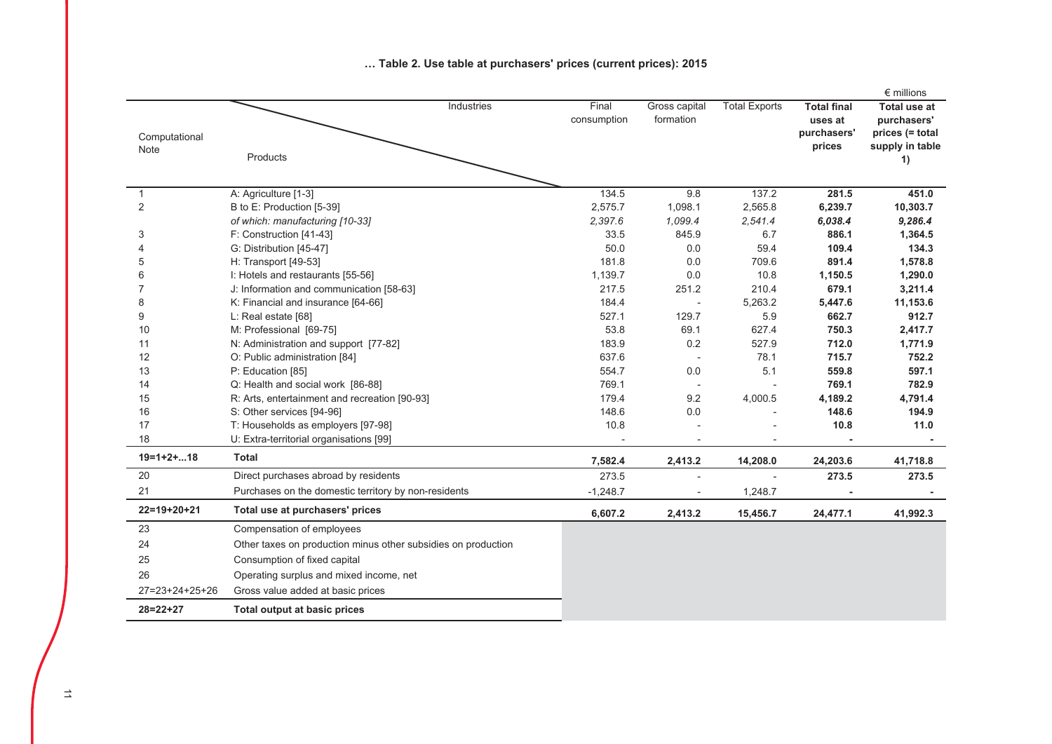**… Table 2. Use table at purchasers' prices (current prices): 2015**

€ millions

| Computational Note | Products \ Industries | Final consumption | Gross capital formation | Total Exports | **Total final uses at purchasers' prices** | **Total use at purchasers' prices (= total supply in table 1)** |
|---|---|---|---|---|---|---|
| 1 | A: Agriculture [1-3] | 134.5 | 9.8 | 137.2 | **281.5** | **451.0** |
| 2 | B to E: Production [5-39] | 2,575.7 | 1,098.1 | 2,565.8 | **6,239.7** | **10,303.7** |
| | *of which: manufacturing [10-33]* | *2,397.6* | *1,099.4* | *2,541.4* | ***6,038.4*** | ***9,286.4*** |
| 3 | F: Construction [41-43] | 33.5 | 845.9 | 6.7 | **886.1** | **1,364.5** |
| 4 | G: Distribution [45-47] | 50.0 | 0.0 | 59.4 | **109.4** | **134.3** |
| 5 | H: Transport [49-53] | 181.8 | 0.0 | 709.6 | **891.4** | **1,578.8** |
| 6 | I: Hotels and restaurants [55-56] | 1,139.7 | 0.0 | 10.8 | **1,150.5** | **1,290.0** |
| 7 | J: Information and communication [58-63] | 217.5 | 251.2 | 210.4 | **679.1** | **3,211.4** |
| 8 | K: Financial and insurance [64-66] | 184.4 | - | 5,263.2 | **5,447.6** | **11,153.6** |
| 9 | L: Real estate [68] | 527.1 | 129.7 | 5.9 | **662.7** | **912.7** |
| 10 | M: Professional [69-75] | 53.8 | 69.1 | 627.4 | **750.3** | **2,417.7** |
| 11 | N: Administration and support [77-82] | 183.9 | 0.2 | 527.9 | **712.0** | **1,771.9** |
| 12 | O: Public administration [84] | 637.6 | - | 78.1 | **715.7** | **752.2** |
| 13 | P: Education [85] | 554.7 | 0.0 | 5.1 | **559.8** | **597.1** |
| 14 | Q: Health and social work [86-88] | 769.1 | - | - | **769.1** | **782.9** |
| 15 | R: Arts, entertainment and recreation [90-93] | 179.4 | 9.2 | 4,000.5 | **4,189.2** | **4,791.4** |
| 16 | S: Other services [94-96] | 148.6 | 0.0 | - | **148.6** | **194.9** |
| 17 | T: Households as employers [97-98] | 10.8 | - | - | **10.8** | **11.0** |
| 18 | U: Extra-territorial organisations [99] | - | - | - | **-** | **-** |
| **19=1+2+...18** | **Total** | **7,582.4** | **2,413.2** | **14,208.0** | **24,203.6** | **41,718.8** |
| 20 | Direct purchases abroad by residents | 273.5 | - | - | **273.5** | **273.5** |
| 21 | Purchases on the domestic territory by non-residents | -1,248.7 | - | 1,248.7 | **-** | **-** |
| **22=19+20+21** | **Total use at purchasers' prices** | **6,607.2** | **2,413.2** | **15,456.7** | **24,477.1** | **41,992.3** |
| 23 | Compensation of employees | | | | | |
| 24 | Other taxes on production minus other subsidies on production | | | | | |
| 25 | Consumption of fixed capital | | | | | |
| 26 | Operating surplus and mixed income, net | | | | | |
| 27=23+24+25+26 | Gross value added at basic prices | | | | | |
| **28=22+27** | **Total output at basic prices** | | | | | |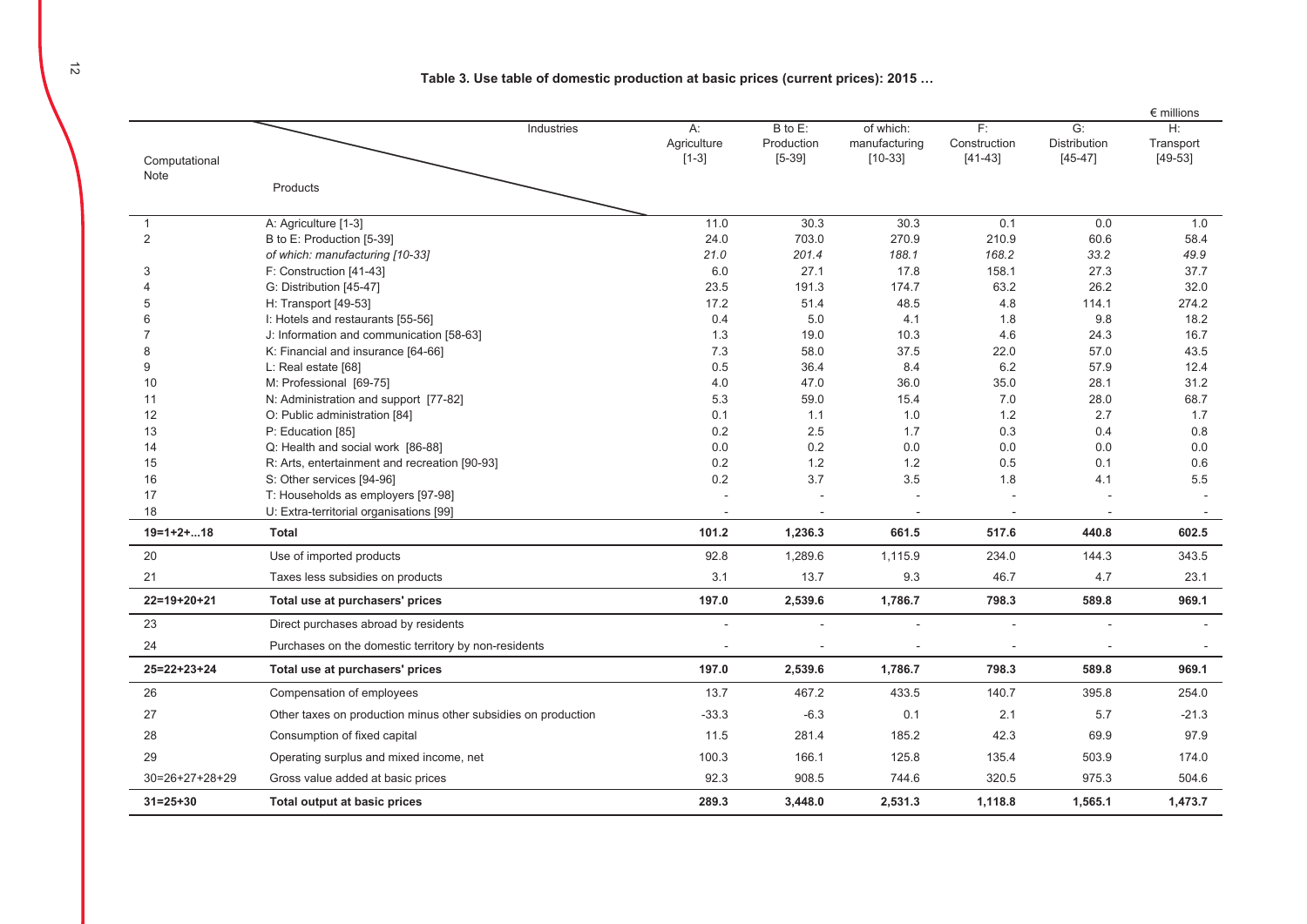**Table 3. Use table of domestic production at basic prices (current prices): 2015 …**

€ millions

| Computational Note | Products \ Industries | A: Agriculture [1-3] | B to E: Production [5-39] | of which: manufacturing [10-33] | F: Construction [41-43] | G: Distribution [45-47] | H: Transport [49-53] |
|---|---|---|---|---|---|---|---|
| 1 | A: Agriculture [1-3] | 11.0 | 30.3 | 30.3 | 0.1 | 0.0 | 1.0 |
| 2 | B to E: Production [5-39] | 24.0 | 703.0 | 270.9 | 210.9 | 60.6 | 58.4 |
| | *of which: manufacturing [10-33]* | *21.0* | *201.4* | *188.1* | *168.2* | *33.2* | *49.9* |
| 3 | F: Construction [41-43] | 6.0 | 27.1 | 17.8 | 158.1 | 27.3 | 37.7 |
| 4 | G: Distribution [45-47] | 23.5 | 191.3 | 174.7 | 63.2 | 26.2 | 32.0 |
| 5 | H: Transport [49-53] | 17.2 | 51.4 | 48.5 | 4.8 | 114.1 | 274.2 |
| 6 | I: Hotels and restaurants [55-56] | 0.4 | 5.0 | 4.1 | 1.8 | 9.8 | 18.2 |
| 7 | J: Information and communication [58-63] | 1.3 | 19.0 | 10.3 | 4.6 | 24.3 | 16.7 |
| 8 | K: Financial and insurance [64-66] | 7.3 | 58.0 | 37.5 | 22.0 | 57.0 | 43.5 |
| 9 | L: Real estate [68] | 0.5 | 36.4 | 8.4 | 6.2 | 57.9 | 12.4 |
| 10 | M: Professional [69-75] | 4.0 | 47.0 | 36.0 | 35.0 | 28.1 | 31.2 |
| 11 | N: Administration and support [77-82] | 5.3 | 59.0 | 15.4 | 7.0 | 28.0 | 68.7 |
| 12 | O: Public administration [84] | 0.1 | 1.1 | 1.0 | 1.2 | 2.7 | 1.7 |
| 13 | P: Education [85] | 0.2 | 2.5 | 1.7 | 0.3 | 0.4 | 0.8 |
| 14 | Q: Health and social work [86-88] | 0.0 | 0.2 | 0.0 | 0.0 | 0.0 | 0.0 |
| 15 | R: Arts, entertainment and recreation [90-93] | 0.2 | 1.2 | 1.2 | 0.5 | 0.1 | 0.6 |
| 16 | S: Other services [94-96] | 0.2 | 3.7 | 3.5 | 1.8 | 4.1 | 5.5 |
| 17 | T: Households as employers [97-98] | - | - | - | - | - | - |
| 18 | U: Extra-territorial organisations [99] | - | - | - | - | - | - |
| **19=1+2+...18** | **Total** | **101.2** | **1,236.3** | **661.5** | **517.6** | **440.8** | **602.5** |
| 20 | Use of imported products | 92.8 | 1,289.6 | 1,115.9 | 234.0 | 144.3 | 343.5 |
| 21 | Taxes less subsidies on products | 3.1 | 13.7 | 9.3 | 46.7 | 4.7 | 23.1 |
| **22=19+20+21** | **Total use at purchasers' prices** | **197.0** | **2,539.6** | **1,786.7** | **798.3** | **589.8** | **969.1** |
| 23 | Direct purchases abroad by residents | - | - | - | - | - | - |
| 24 | Purchases on the domestic territory by non-residents | - | - | - | - | - | - |
| **25=22+23+24** | **Total use at purchasers' prices** | **197.0** | **2,539.6** | **1,786.7** | **798.3** | **589.8** | **969.1** |
| 26 | Compensation of employees | 13.7 | 467.2 | 433.5 | 140.7 | 395.8 | 254.0 |
| 27 | Other taxes on production minus other subsidies on production | -33.3 | -6.3 | 0.1 | 2.1 | 5.7 | -21.3 |
| 28 | Consumption of fixed capital | 11.5 | 281.4 | 185.2 | 42.3 | 69.9 | 97.9 |
| 29 | Operating surplus and mixed income, net | 100.3 | 166.1 | 125.8 | 135.4 | 503.9 | 174.0 |
| 30=26+27+28+29 | Gross value added at basic prices | 92.3 | 908.5 | 744.6 | 320.5 | 975.3 | 504.6 |
| **31=25+30** | **Total output at basic prices** | **289.3** | **3,448.0** | **2,531.3** | **1,118.8** | **1,565.1** | **1,473.7** |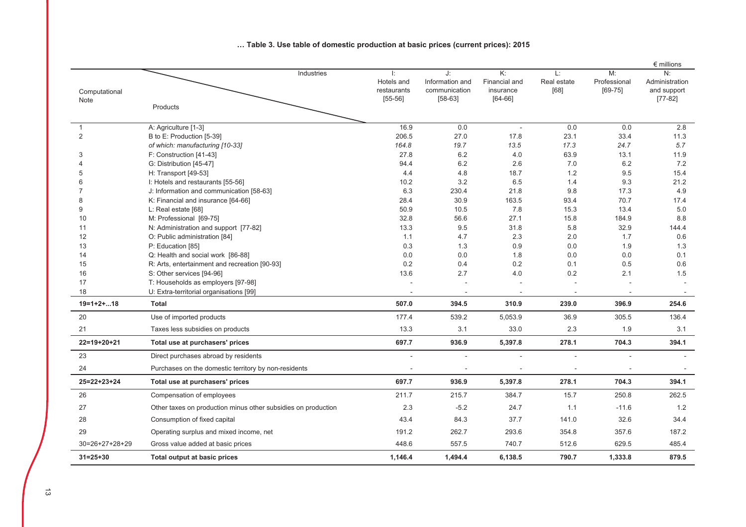**… Table 3. Use table of domestic production at basic prices (current prices): 2015**

€ millions

| Computational Note | Products \ Industries | I: Hotels and restaurants [55-56] | J: Information and communication [58-63] | K: Financial and insurance [64-66] | L: Real estate [68] | M: Professional [69-75] | N: Administration and support [77-82] |
|---|---|---|---|---|---|---|---|
| 1 | A: Agriculture [1-3] | 16.9 | 0.0 | - | 0.0 | 0.0 | 2.8 |
| 2 | B to E: Production [5-39] | 206.5 | 27.0 | 17.8 | 23.1 | 33.4 | 11.3 |
| | *of which: manufacturing [10-33]* | *164.8* | *19.7* | *13.5* | *17.3* | *24.7* | *5.7* |
| 3 | F: Construction [41-43] | 27.8 | 6.2 | 4.0 | 63.9 | 13.1 | 11.9 |
| 4 | G: Distribution [45-47] | 94.4 | 6.2 | 2.6 | 7.0 | 6.2 | 7.2 |
| 5 | H: Transport [49-53] | 4.4 | 4.8 | 18.7 | 1.2 | 9.5 | 15.4 |
| 6 | I: Hotels and restaurants [55-56] | 10.2 | 3.2 | 6.5 | 1.4 | 9.3 | 21.2 |
| 7 | J: Information and communication [58-63] | 6.3 | 230.4 | 21.8 | 9.8 | 17.3 | 4.9 |
| 8 | K: Financial and insurance [64-66] | 28.4 | 30.9 | 163.5 | 93.4 | 70.7 | 17.4 |
| 9 | L: Real estate [68] | 50.9 | 10.5 | 7.8 | 15.3 | 13.4 | 5.0 |
| 10 | M: Professional [69-75] | 32.8 | 56.6 | 27.1 | 15.8 | 184.9 | 8.8 |
| 11 | N: Administration and support [77-82] | 13.3 | 9.5 | 31.8 | 5.8 | 32.9 | 144.4 |
| 12 | O: Public administration [84] | 1.1 | 4.7 | 2.3 | 2.0 | 1.7 | 0.6 |
| 13 | P: Education [85] | 0.3 | 1.3 | 0.9 | 0.0 | 1.9 | 1.3 |
| 14 | Q: Health and social work [86-88] | 0.0 | 0.0 | 1.8 | 0.0 | 0.0 | 0.1 |
| 15 | R: Arts, entertainment and recreation [90-93] | 0.2 | 0.4 | 0.2 | 0.1 | 0.5 | 0.6 |
| 16 | S: Other services [94-96] | 13.6 | 2.7 | 4.0 | 0.2 | 2.1 | 1.5 |
| 17 | T: Households as employers [97-98] | - | - | - | - | - | - |
| 18 | U: Extra-territorial organisations [99] | - | - | - | - | - | - |
| **19=1+2+...18** | **Total** | **507.0** | **394.5** | **310.9** | **239.0** | **396.9** | **254.6** |
| 20 | Use of imported products | 177.4 | 539.2 | 5,053.9 | 36.9 | 305.5 | 136.4 |
| 21 | Taxes less subsidies on products | 13.3 | 3.1 | 33.0 | 2.3 | 1.9 | 3.1 |
| **22=19+20+21** | **Total use at purchasers' prices** | **697.7** | **936.9** | **5,397.8** | **278.1** | **704.3** | **394.1** |
| 23 | Direct purchases abroad by residents | - | - | - | - | - | - |
| 24 | Purchases on the domestic territory by non-residents | - | - | - | - | - | - |
| **25=22+23+24** | **Total use at purchasers' prices** | **697.7** | **936.9** | **5,397.8** | **278.1** | **704.3** | **394.1** |
| 26 | Compensation of employees | 211.7 | 215.7 | 384.7 | 15.7 | 250.8 | 262.5 |
| 27 | Other taxes on production minus other subsidies on production | 2.3 | -5.2 | 24.7 | 1.1 | -11.6 | 1.2 |
| 28 | Consumption of fixed capital | 43.4 | 84.3 | 37.7 | 141.0 | 32.6 | 34.4 |
| 29 | Operating surplus and mixed income, net | 191.2 | 262.7 | 293.6 | 354.8 | 357.6 | 187.2 |
| 30=26+27+28+29 | Gross value added at basic prices | 448.6 | 557.5 | 740.7 | 512.6 | 629.5 | 485.4 |
| **31=25+30** | **Total output at basic prices** | **1,146.4** | **1,494.4** | **6,138.5** | **790.7** | **1,333.8** | **879.5** |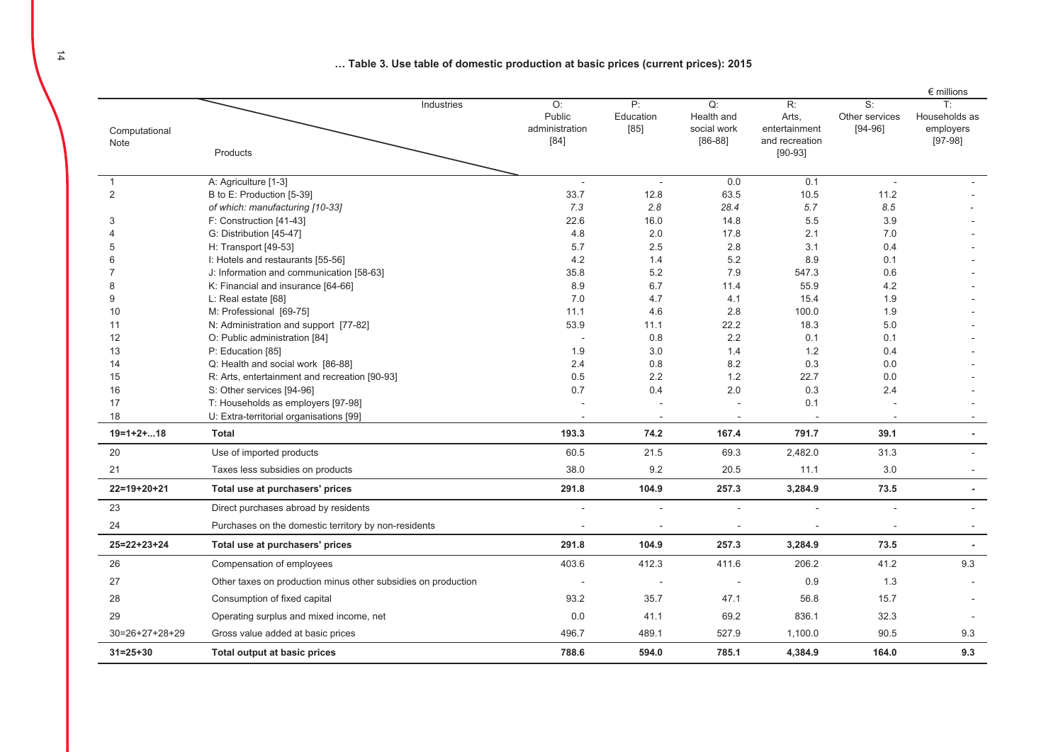**… Table 3. Use table of domestic production at basic prices (current prices): 2015**

€ millions

| Computational Note | Products \ Industries | O: Public administration [84] | P: Education [85] | Q: Health and social work [86-88] | R: Arts, entertainment and recreation [90-93] | S: Other services [94-96] | T: Households as employers [97-98] |
|---|---|---|---|---|---|---|---|
| 1 | A: Agriculture [1-3] | - | - | 0.0 | 0.1 | - | - |
| 2 | B to E: Production [5-39] | 33.7 | 12.8 | 63.5 | 10.5 | 11.2 | - |
| | *of which: manufacturing [10-33]* | *7.3* | *2.8* | *28.4* | *5.7* | *8.5* | - |
| 3 | F: Construction [41-43] | 22.6 | 16.0 | 14.8 | 5.5 | 3.9 | - |
| 4 | G: Distribution [45-47] | 4.8 | 2.0 | 17.8 | 2.1 | 7.0 | - |
| 5 | H: Transport [49-53] | 5.7 | 2.5 | 2.8 | 3.1 | 0.4 | - |
| 6 | I: Hotels and restaurants [55-56] | 4.2 | 1.4 | 5.2 | 8.9 | 0.1 | - |
| 7 | J: Information and communication [58-63] | 35.8 | 5.2 | 7.9 | 547.3 | 0.6 | - |
| 8 | K: Financial and insurance [64-66] | 8.9 | 6.7 | 11.4 | 55.9 | 4.2 | - |
| 9 | L: Real estate [68] | 7.0 | 4.7 | 4.1 | 15.4 | 1.9 | - |
| 10 | M: Professional [69-75] | 11.1 | 4.6 | 2.8 | 100.0 | 1.9 | - |
| 11 | N: Administration and support [77-82] | 53.9 | 11.1 | 22.2 | 18.3 | 5.0 | - |
| 12 | O: Public administration [84] | - | 0.8 | 2.2 | 0.1 | 0.1 | - |
| 13 | P: Education [85] | 1.9 | 3.0 | 1.4 | 1.2 | 0.4 | - |
| 14 | Q: Health and social work [86-88] | 2.4 | 0.8 | 8.2 | 0.3 | 0.0 | - |
| 15 | R: Arts, entertainment and recreation [90-93] | 0.5 | 2.2 | 1.2 | 22.7 | 0.0 | - |
| 16 | S: Other services [94-96] | 0.7 | 0.4 | 2.0 | 0.3 | 2.4 | - |
| 17 | T: Households as employers [97-98] | - | - | - | 0.1 | - | - |
| 18 | U: Extra-territorial organisations [99] | - | - | - | - | - | - |
| **19=1+2+...18** | **Total** | **193.3** | **74.2** | **167.4** | **791.7** | **39.1** | **-** |
| 20 | Use of imported products | 60.5 | 21.5 | 69.3 | 2,482.0 | 31.3 | - |
| 21 | Taxes less subsidies on products | 38.0 | 9.2 | 20.5 | 11.1 | 3.0 | - |
| **22=19+20+21** | **Total use at purchasers' prices** | **291.8** | **104.9** | **257.3** | **3,284.9** | **73.5** | **-** |
| 23 | Direct purchases abroad by residents | - | - | - | - | - | - |
| 24 | Purchases on the domestic territory by non-residents | - | - | - | - | - | - |
| **25=22+23+24** | **Total use at purchasers' prices** | **291.8** | **104.9** | **257.3** | **3,284.9** | **73.5** | **-** |
| 26 | Compensation of employees | 403.6 | 412.3 | 411.6 | 206.2 | 41.2 | 9.3 |
| 27 | Other taxes on production minus other subsidies on production | - | - | - | 0.9 | 1.3 | - |
| 28 | Consumption of fixed capital | 93.2 | 35.7 | 47.1 | 56.8 | 15.7 | - |
| 29 | Operating surplus and mixed income, net | 0.0 | 41.1 | 69.2 | 836.1 | 32.3 | - |
| 30=26+27+28+29 | Gross value added at basic prices | 496.7 | 489.1 | 527.9 | 1,100.0 | 90.5 | 9.3 |
| **31=25+30** | **Total output at basic prices** | **788.6** | **594.0** | **785.1** | **4,384.9** | **164.0** | **9.3** |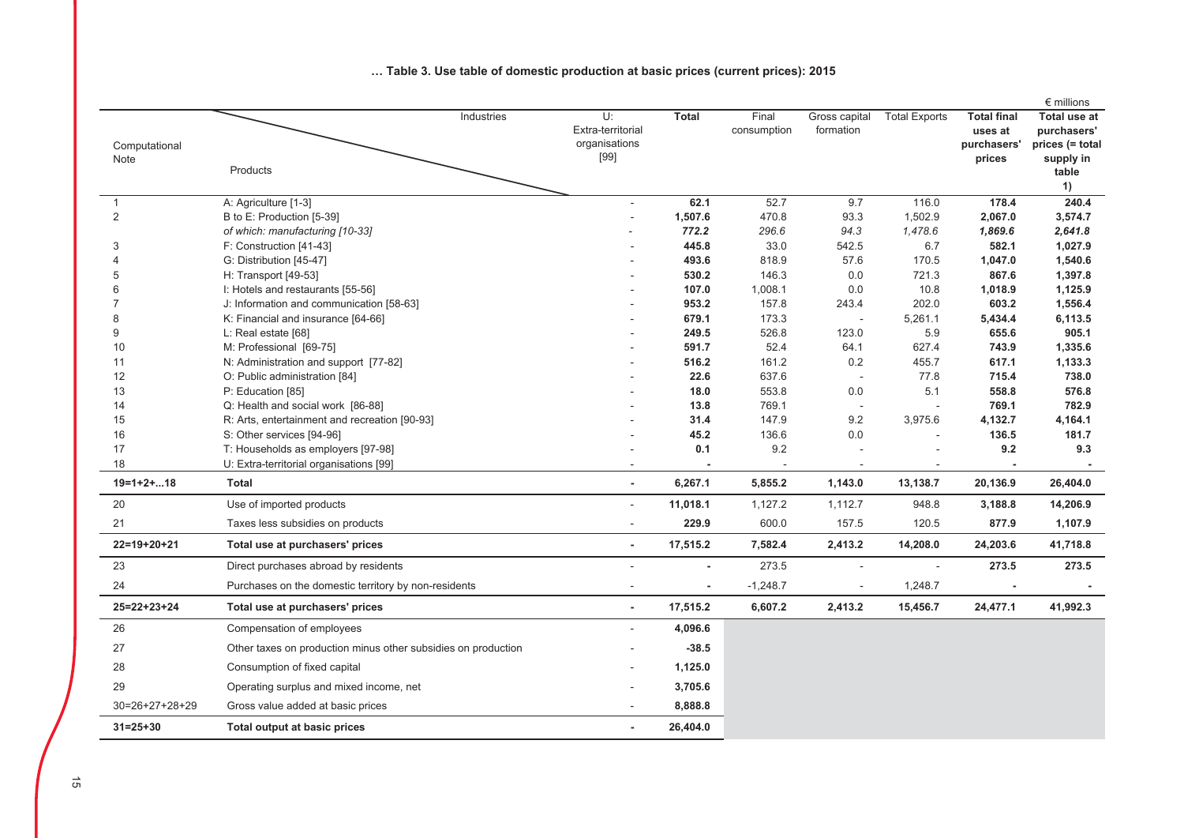**… Table 3. Use table of domestic production at basic prices (current prices): 2015**

€ millions

| Computational Note | Products \ Industries | U: Extra-territorial organisations [99] | **Total** | Final consumption | Gross capital formation | Total Exports | **Total final uses at purchasers' prices** | **Total use at purchasers' prices (= total supply in table 1)** |
|---|---|---|---|---|---|---|---|---|
| 1 | A: Agriculture [1-3] | - | **62.1** | 52.7 | 9.7 | 116.0 | **178.4** | **240.4** |
| 2 | B to E: Production [5-39] | - | **1,507.6** | 470.8 | 93.3 | 1,502.9 | **2,067.0** | **3,574.7** |
| | *of which: manufacturing [10-33]* | - | ***772.2*** | *296.6* | *94.3* | *1,478.6* | ***1,869.6*** | ***2,641.8*** |
| 3 | F: Construction [41-43] | - | **445.8** | 33.0 | 542.5 | 6.7 | **582.1** | **1,027.9** |
| 4 | G: Distribution [45-47] | - | **493.6** | 818.9 | 57.6 | 170.5 | **1,047.0** | **1,540.6** |
| 5 | H: Transport [49-53] | - | **530.2** | 146.3 | 0.0 | 721.3 | **867.6** | **1,397.8** |
| 6 | I: Hotels and restaurants [55-56] | - | **107.0** | 1,008.1 | 0.0 | 10.8 | **1,018.9** | **1,125.9** |
| 7 | J: Information and communication [58-63] | - | **953.2** | 157.8 | 243.4 | 202.0 | **603.2** | **1,556.4** |
| 8 | K: Financial and insurance [64-66] | - | **679.1** | 173.3 | - | 5,261.1 | **5,434.4** | **6,113.5** |
| 9 | L: Real estate [68] | - | **249.5** | 526.8 | 123.0 | 5.9 | **655.6** | **905.1** |
| 10 | M: Professional [69-75] | - | **591.7** | 52.4 | 64.1 | 627.4 | **743.9** | **1,335.6** |
| 11 | N: Administration and support [77-82] | - | **516.2** | 161.2 | 0.2 | 455.7 | **617.1** | **1,133.3** |
| 12 | O: Public administration [84] | - | **22.6** | 637.6 | - | 77.8 | **715.4** | **738.0** |
| 13 | P: Education [85] | - | **18.0** | 553.8 | 0.0 | 5.1 | **558.8** | **576.8** |
| 14 | Q: Health and social work [86-88] | - | **13.8** | 769.1 | - | - | **769.1** | **782.9** |
| 15 | R: Arts, entertainment and recreation [90-93] | - | **31.4** | 147.9 | 9.2 | 3,975.6 | **4,132.7** | **4,164.1** |
| 16 | S: Other services [94-96] | - | **45.2** | 136.6 | 0.0 | - | **136.5** | **181.7** |
| 17 | T: Households as employers [97-98] | - | **0.1** | 9.2 | - | - | **9.2** | **9.3** |
| 18 | U: Extra-territorial organisations [99] | - | **-** | - | - | - | **-** | **-** |
| **19=1+2+...18** | **Total** | **-** | **6,267.1** | **5,855.2** | **1,143.0** | **13,138.7** | **20,136.9** | **26,404.0** |
| 20 | Use of imported products | - | **11,018.1** | 1,127.2 | 1,112.7 | 948.8 | **3,188.8** | **14,206.9** |
| 21 | Taxes less subsidies on products | - | **229.9** | 600.0 | 157.5 | 120.5 | **877.9** | **1,107.9** |
| **22=19+20+21** | **Total use at purchasers' prices** | **-** | **17,515.2** | **7,582.4** | **2,413.2** | **14,208.0** | **24,203.6** | **41,718.8** |
| 23 | Direct purchases abroad by residents | - | **-** | 273.5 | - | - | **273.5** | **273.5** |
| 24 | Purchases on the domestic territory by non-residents | - | **-** | -1,248.7 | - | 1,248.7 | **-** | **-** |
| **25=22+23+24** | **Total use at purchasers' prices** | **-** | **17,515.2** | **6,607.2** | **2,413.2** | **15,456.7** | **24,477.1** | **41,992.3** |
| 26 | Compensation of employees | - | **4,096.6** | | | | | |
| 27 | Other taxes on production minus other subsidies on production | - | **-38.5** | | | | | |
| 28 | Consumption of fixed capital | - | **1,125.0** | | | | | |
| 29 | Operating surplus and mixed income, net | - | **3,705.6** | | | | | |
| 30=26+27+28+29 | Gross value added at basic prices | - | **8,888.8** | | | | | |
| **31=25+30** | **Total output at basic prices** | **-** | **26,404.0** | | | | | |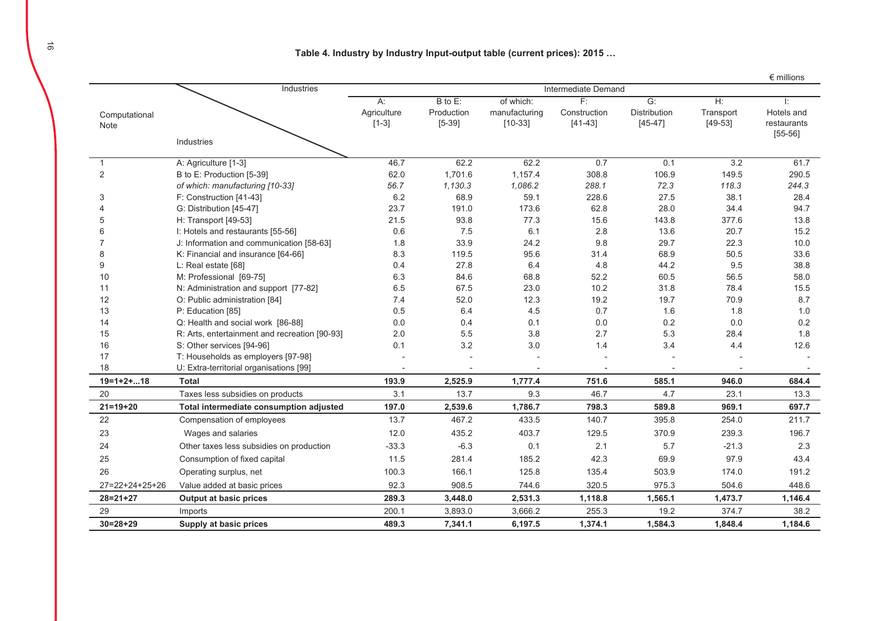**Table 4. Industry by Industry Input-output table (current prices): 2015 …**

€ millions

| Computational Note | Industries | Intermediate Demand | | | | | | |
|---|---|---|---|---|---|---|---|---|
| | | A: Agriculture [1-3] | B to E: Production [5-39] | of which: manufacturing [10-33] | F: Construction [41-43] | G: Distribution [45-47] | H: Transport [49-53] | I: Hotels and restaurants [55-56] |
| 1 | A: Agriculture [1-3] | 46.7 | 62.2 | 62.2 | 0.7 | 0.1 | 3.2 | 61.7 |
| 2 | B to E: Production [5-39] | 62.0 | 1,701.6 | 1,157.4 | 308.8 | 106.9 | 149.5 | 290.5 |
| | *of which: manufacturing [10-33]* | *56.7* | *1,130.3* | *1,086.2* | *288.1* | *72.3* | *118.3* | *244.3* |
| 3 | F: Construction [41-43] | 6.2 | 68.9 | 59.1 | 228.6 | 27.5 | 38.1 | 28.4 |
| 4 | G: Distribution [45-47] | 23.7 | 191.0 | 173.6 | 62.8 | 28.0 | 34.4 | 94.7 |
| 5 | H: Transport [49-53] | 21.5 | 93.8 | 77.3 | 15.6 | 143.8 | 377.6 | 13.8 |
| 6 | I: Hotels and restaurants [55-56] | 0.6 | 7.5 | 6.1 | 2.8 | 13.6 | 20.7 | 15.2 |
| 7 | J: Information and communication [58-63] | 1.8 | 33.9 | 24.2 | 9.8 | 29.7 | 22.3 | 10.0 |
| 8 | K: Financial and insurance [64-66] | 8.3 | 119.5 | 95.6 | 31.4 | 68.9 | 50.5 | 33.6 |
| 9 | L: Real estate [68] | 0.4 | 27.8 | 6.4 | 4.8 | 44.2 | 9.5 | 38.8 |
| 10 | M: Professional [69-75] | 6.3 | 84.6 | 68.8 | 52.2 | 60.5 | 56.5 | 58.0 |
| 11 | N: Administration and support [77-82] | 6.5 | 67.5 | 23.0 | 10.2 | 31.8 | 78.4 | 15.5 |
| 12 | O: Public administration [84] | 7.4 | 52.0 | 12.3 | 19.2 | 19.7 | 70.9 | 8.7 |
| 13 | P: Education [85] | 0.5 | 6.4 | 4.5 | 0.7 | 1.6 | 1.8 | 1.0 |
| 14 | Q: Health and social work [86-88] | 0.0 | 0.4 | 0.1 | 0.0 | 0.2 | 0.0 | 0.2 |
| 15 | R: Arts, entertainment and recreation [90-93] | 2.0 | 5.5 | 3.8 | 2.7 | 5.3 | 28.4 | 1.8 |
| 16 | S: Other services [94-96] | 0.1 | 3.2 | 3.0 | 1.4 | 3.4 | 4.4 | 12.6 |
| 17 | T: Households as employers [97-98] | - | - | - | - | - | - | - |
| 18 | U: Extra-territorial organisations [99] | - | - | - | - | - | - | - |
| **19=1+2+...18** | **Total** | **193.9** | **2,525.9** | **1,777.4** | **751.6** | **585.1** | **946.0** | **684.4** |
| 20 | Taxes less subsidies on products | 3.1 | 13.7 | 9.3 | 46.7 | 4.7 | 23.1 | 13.3 |
| **21=19+20** | **Total intermediate consumption adjusted** | **197.0** | **2,539.6** | **1,786.7** | **798.3** | **589.8** | **969.1** | **697.7** |
| 22 | Compensation of employees | 13.7 | 467.2 | 433.5 | 140.7 | 395.8 | 254.0 | 211.7 |
| 23 | Wages and salaries | 12.0 | 435.2 | 403.7 | 129.5 | 370.9 | 239.3 | 196.7 |
| 24 | Other taxes less subsidies on production | -33.3 | -6.3 | 0.1 | 2.1 | 5.7 | -21.3 | 2.3 |
| 25 | Consumption of fixed capital | 11.5 | 281.4 | 185.2 | 42.3 | 69.9 | 97.9 | 43.4 |
| 26 | Operating surplus, net | 100.3 | 166.1 | 125.8 | 135.4 | 503.9 | 174.0 | 191.2 |
| 27=22+24+25+26 | Value added at basic prices | 92.3 | 908.5 | 744.6 | 320.5 | 975.3 | 504.6 | 448.6 |
| **28=21+27** | **Output at basic prices** | **289.3** | **3,448.0** | **2,531.3** | **1,118.8** | **1,565.1** | **1,473.7** | **1,146.4** |
| 29 | Imports | 200.1 | 3,893.0 | 3,666.2 | 255.3 | 19.2 | 374.7 | 38.2 |
| **30=28+29** | **Supply at basic prices** | **489.3** | **7,341.1** | **6,197.5** | **1,374.1** | **1,584.3** | **1,848.4** | **1,184.6** |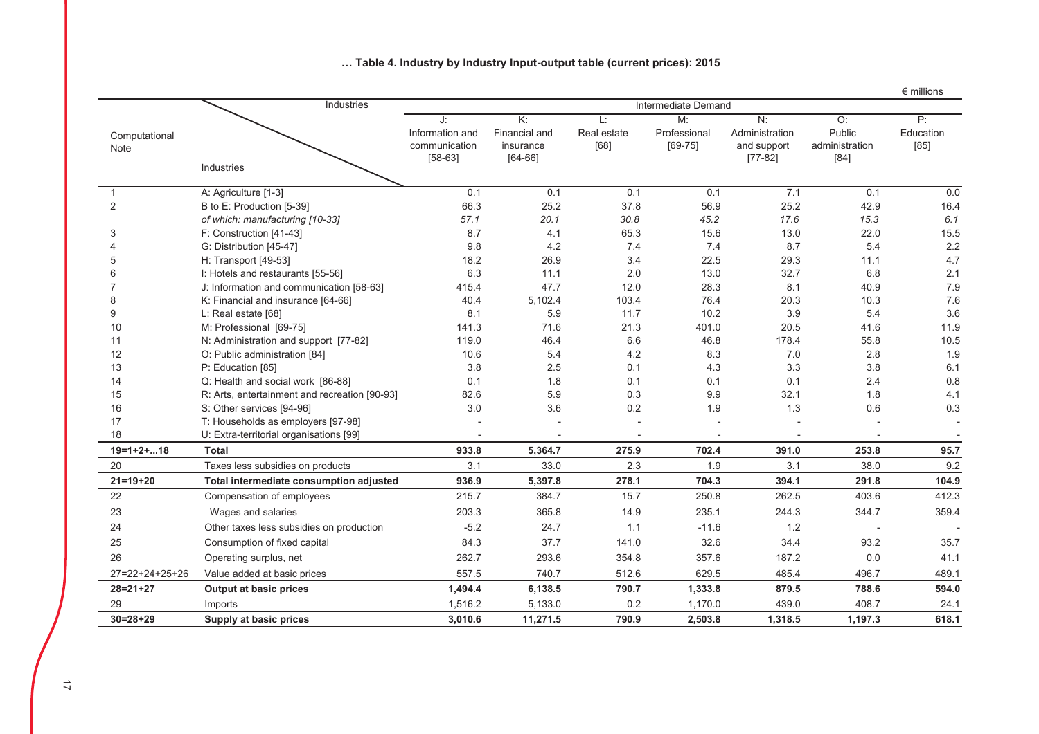### … Table 4. Industry by Industry Input-output table (current prices): 2015

€ millions

| Computational Note | Industries | Intermediate Demand | | | | | | |
|---|---|---|---|---|---|---|---|---|
| | | J: Information and communication [58-63] | K: Financial and insurance [64-66] | L: Real estate [68] | M: Professional [69-75] | N: Administration and support [77-82] | O: Public administration [84] | P: Education [85] |
| 1 | A: Agriculture [1-3] | 0.1 | 0.1 | 0.1 | 0.1 | 7.1 | 0.1 | 0.0 |
| 2 | B to E: Production [5-39] | 66.3 | 25.2 | 37.8 | 56.9 | 25.2 | 42.9 | 16.4 |
| | *of which: manufacturing [10-33]* | *57.1* | *20.1* | *30.8* | *45.2* | *17.6* | *15.3* | *6.1* |
| 3 | F: Construction [41-43] | 8.7 | 4.1 | 65.3 | 15.6 | 13.0 | 22.0 | 15.5 |
| 4 | G: Distribution [45-47] | 9.8 | 4.2 | 7.4 | 7.4 | 8.7 | 5.4 | 2.2 |
| 5 | H: Transport [49-53] | 18.2 | 26.9 | 3.4 | 22.5 | 29.3 | 11.1 | 4.7 |
| 6 | I: Hotels and restaurants [55-56] | 6.3 | 11.1 | 2.0 | 13.0 | 32.7 | 6.8 | 2.1 |
| 7 | J: Information and communication [58-63] | 415.4 | 47.7 | 12.0 | 28.3 | 8.1 | 40.9 | 7.9 |
| 8 | K: Financial and insurance [64-66] | 40.4 | 5,102.4 | 103.4 | 76.4 | 20.3 | 10.3 | 7.6 |
| 9 | L: Real estate [68] | 8.1 | 5.9 | 11.7 | 10.2 | 3.9 | 5.4 | 3.6 |
| 10 | M: Professional [69-75] | 141.3 | 71.6 | 21.3 | 401.0 | 20.5 | 41.6 | 11.9 |
| 11 | N: Administration and support [77-82] | 119.0 | 46.4 | 6.6 | 46.8 | 178.4 | 55.8 | 10.5 |
| 12 | O: Public administration [84] | 10.6 | 5.4 | 4.2 | 8.3 | 7.0 | 2.8 | 1.9 |
| 13 | P: Education [85] | 3.8 | 2.5 | 0.1 | 4.3 | 3.3 | 3.8 | 6.1 |
| 14 | Q: Health and social work [86-88] | 0.1 | 1.8 | 0.1 | 0.1 | 0.1 | 2.4 | 0.8 |
| 15 | R: Arts, entertainment and recreation [90-93] | 82.6 | 5.9 | 0.3 | 9.9 | 32.1 | 1.8 | 4.1 |
| 16 | S: Other services [94-96] | 3.0 | 3.6 | 0.2 | 1.9 | 1.3 | 0.6 | 0.3 |
| 17 | T: Households as employers [97-98] | - | - | - | - | - | - | - |
| 18 | U: Extra-territorial organisations [99] | - | - | - | - | - | - | - |
| **19=1+2+...18** | **Total** | **933.8** | **5,364.7** | **275.9** | **702.4** | **391.0** | **253.8** | **95.7** |
| 20 | Taxes less subsidies on products | 3.1 | 33.0 | 2.3 | 1.9 | 3.1 | 38.0 | 9.2 |
| **21=19+20** | **Total intermediate consumption adjusted** | **936.9** | **5,397.8** | **278.1** | **704.3** | **394.1** | **291.8** | **104.9** |
| 22 | Compensation of employees | 215.7 | 384.7 | 15.7 | 250.8 | 262.5 | 403.6 | 412.3 |
| 23 | Wages and salaries | 203.3 | 365.8 | 14.9 | 235.1 | 244.3 | 344.7 | 359.4 |
| 24 | Other taxes less subsidies on production | -5.2 | 24.7 | 1.1 | -11.6 | 1.2 | - | - |
| 25 | Consumption of fixed capital | 84.3 | 37.7 | 141.0 | 32.6 | 34.4 | 93.2 | 35.7 |
| 26 | Operating surplus, net | 262.7 | 293.6 | 354.8 | 357.6 | 187.2 | 0.0 | 41.1 |
| 27=22+24+25+26 | Value added at basic prices | 557.5 | 740.7 | 512.6 | 629.5 | 485.4 | 496.7 | 489.1 |
| **28=21+27** | **Output at basic prices** | **1,494.4** | **6,138.5** | **790.7** | **1,333.8** | **879.5** | **788.6** | **594.0** |
| 29 | Imports | 1,516.2 | 5,133.0 | 0.2 | 1,170.0 | 439.0 | 408.7 | 24.1 |
| **30=28+29** | **Supply at basic prices** | **3,010.6** | **11,271.5** | **790.9** | **2,503.8** | **1,318.5** | **1,197.3** | **618.1** |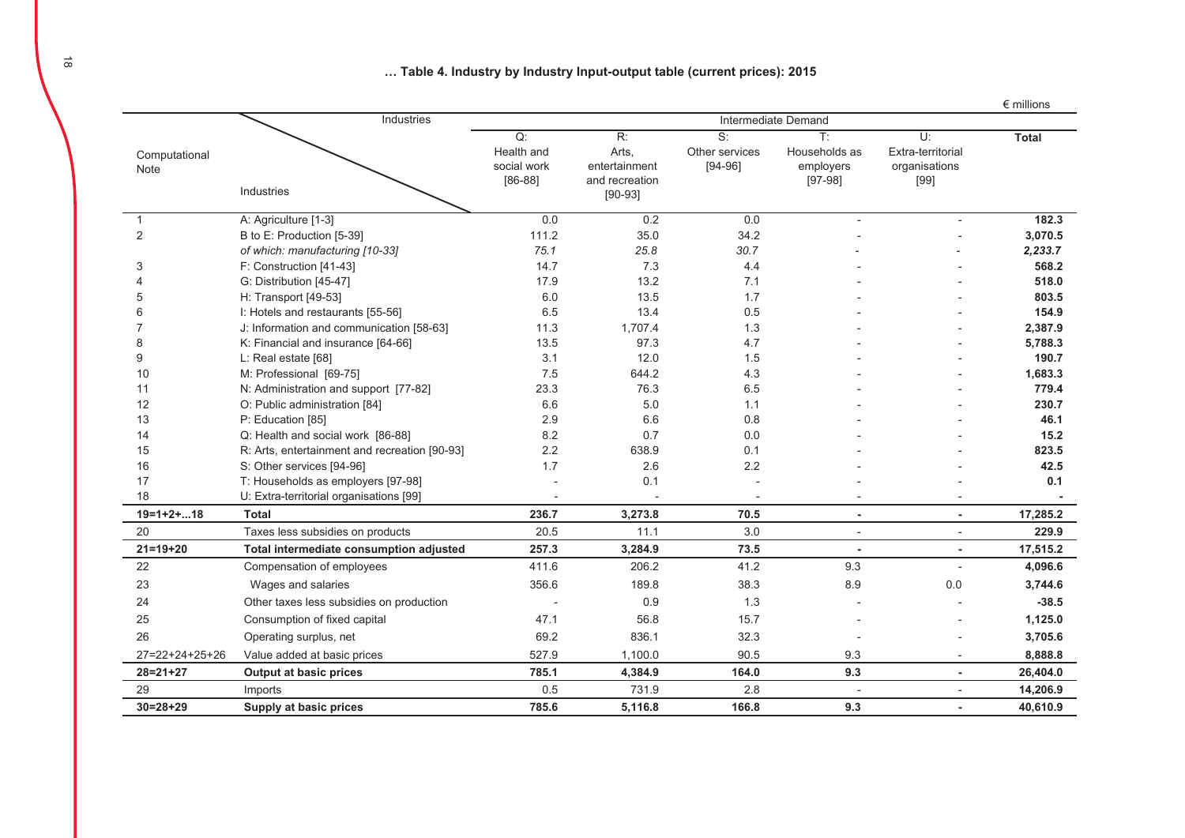**… Table 4. Industry by Industry Input-output table (current prices): 2015**

€ millions

| Computational Note | Industries | Intermediate Demand | | | | | |
|---|---|---|---|---|---|---|---|
| | | Q: Health and social work [86-88] | R: Arts, entertainment and recreation [90-93] | S: Other services [94-96] | T: Households as employers [97-98] | U: Extra-territorial organisations [99] | **Total** |
| 1 | A: Agriculture [1-3] | 0.0 | 0.2 | 0.0 | - | - | **182.3** |
| 2 | B to E: Production [5-39] | 111.2 | 35.0 | 34.2 | - | - | **3,070.5** |
| | *of which: manufacturing [10-33]* | *75.1* | *25.8* | *30.7* | - | - | ***2,233.7*** |
| 3 | F: Construction [41-43] | 14.7 | 7.3 | 4.4 | - | - | **568.2** |
| 4 | G: Distribution [45-47] | 17.9 | 13.2 | 7.1 | - | - | **518.0** |
| 5 | H: Transport [49-53] | 6.0 | 13.5 | 1.7 | - | - | **803.5** |
| 6 | I: Hotels and restaurants [55-56] | 6.5 | 13.4 | 0.5 | - | - | **154.9** |
| 7 | J: Information and communication [58-63] | 11.3 | 1,707.4 | 1.3 | - | - | **2,387.9** |
| 8 | K: Financial and insurance [64-66] | 13.5 | 97.3 | 4.7 | - | - | **5,788.3** |
| 9 | L: Real estate [68] | 3.1 | 12.0 | 1.5 | - | - | **190.7** |
| 10 | M: Professional [69-75] | 7.5 | 644.2 | 4.3 | - | - | **1,683.3** |
| 11 | N: Administration and support [77-82] | 23.3 | 76.3 | 6.5 | - | - | **779.4** |
| 12 | O: Public administration [84] | 6.6 | 5.0 | 1.1 | - | - | **230.7** |
| 13 | P: Education [85] | 2.9 | 6.6 | 0.8 | - | - | **46.1** |
| 14 | Q: Health and social work [86-88] | 8.2 | 0.7 | 0.0 | - | - | **15.2** |
| 15 | R: Arts, entertainment and recreation [90-93] | 2.2 | 638.9 | 0.1 | - | - | **823.5** |
| 16 | S: Other services [94-96] | 1.7 | 2.6 | 2.2 | - | - | **42.5** |
| 17 | T: Households as employers [97-98] | - | 0.1 | - | - | - | **0.1** |
| 18 | U: Extra-territorial organisations [99] | - | - | - | - | - | **-** |
| **19=1+2+...18** | **Total** | **236.7** | **3,273.8** | **70.5** | **-** | **-** | **17,285.2** |
| 20 | Taxes less subsidies on products | 20.5 | 11.1 | 3.0 | - | - | **229.9** |
| **21=19+20** | **Total intermediate consumption adjusted** | **257.3** | **3,284.9** | **73.5** | **-** | **-** | **17,515.2** |
| 22 | Compensation of employees | 411.6 | 206.2 | 41.2 | 9.3 | - | **4,096.6** |
| 23 | Wages and salaries | 356.6 | 189.8 | 38.3 | 8.9 | 0.0 | **3,744.6** |
| 24 | Other taxes less subsidies on production | - | 0.9 | 1.3 | - | - | **-38.5** |
| 25 | Consumption of fixed capital | 47.1 | 56.8 | 15.7 | - | - | **1,125.0** |
| 26 | Operating surplus, net | 69.2 | 836.1 | 32.3 | - | - | **3,705.6** |
| 27=22+24+25+26 | Value added at basic prices | 527.9 | 1,100.0 | 90.5 | 9.3 | - | **8,888.8** |
| **28=21+27** | **Output at basic prices** | **785.1** | **4,384.9** | **164.0** | **9.3** | **-** | **26,404.0** |
| 29 | Imports | 0.5 | 731.9 | 2.8 | - | - | **14,206.9** |
| **30=28+29** | **Supply at basic prices** | **785.6** | **5,116.8** | **166.8** | **9.3** | **-** | **40,610.9** |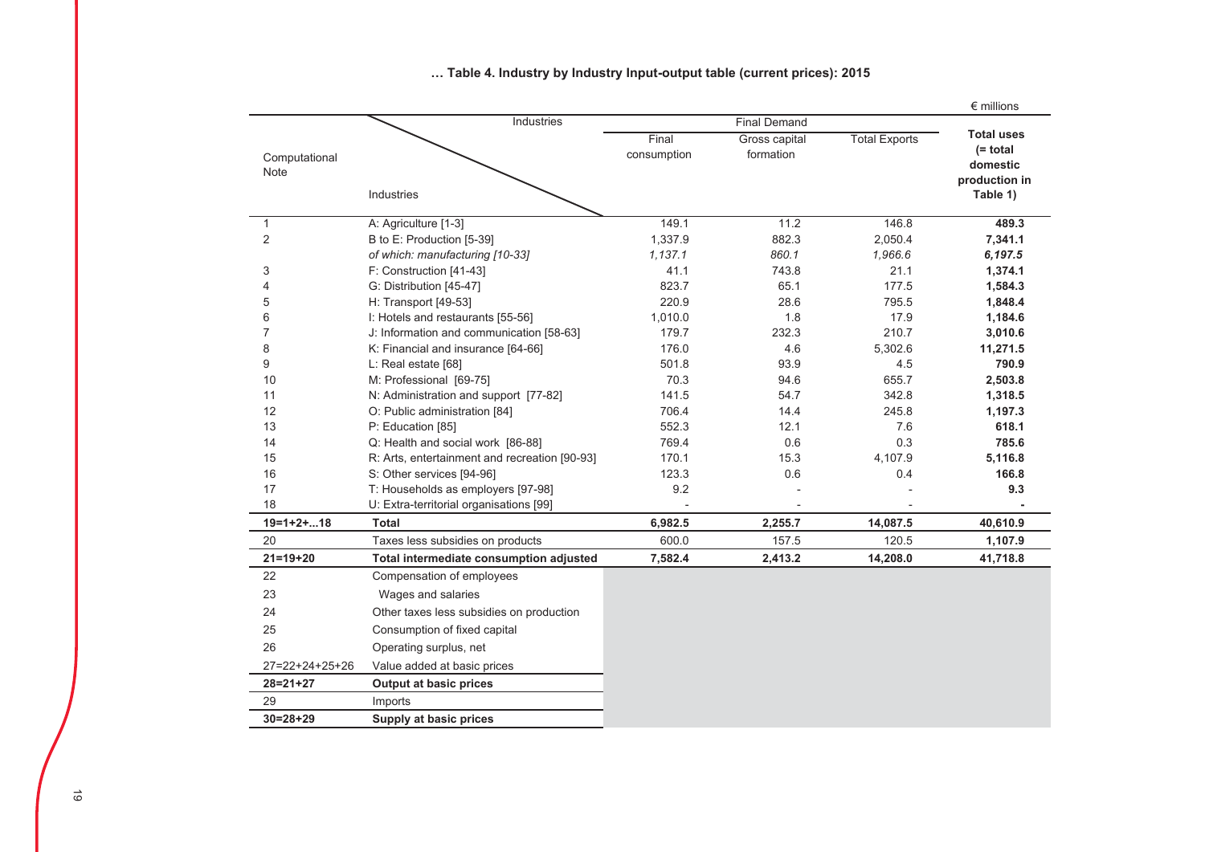**… Table 4. Industry by Industry Input-output table (current prices): 2015**

€ millions

| Computational Note | Industries / Industries | Final Demand: Final consumption | Final Demand: Gross capital formation | Final Demand: Total Exports | **Total uses (= total domestic production in Table 1)** |
|---|---|---|---|---|---|
| 1 | A: Agriculture [1-3] | 149.1 | 11.2 | 146.8 | **489.3** |
| 2 | B to E: Production [5-39] | 1,337.9 | 882.3 | 2,050.4 | **7,341.1** |
| | *of which: manufacturing [10-33]* | *1,137.1* | *860.1* | *1,966.6* | ***6,197.5*** |
| 3 | F: Construction [41-43] | 41.1 | 743.8 | 21.1 | **1,374.1** |
| 4 | G: Distribution [45-47] | 823.7 | 65.1 | 177.5 | **1,584.3** |
| 5 | H: Transport [49-53] | 220.9 | 28.6 | 795.5 | **1,848.4** |
| 6 | I: Hotels and restaurants [55-56] | 1,010.0 | 1.8 | 17.9 | **1,184.6** |
| 7 | J: Information and communication [58-63] | 179.7 | 232.3 | 210.7 | **3,010.6** |
| 8 | K: Financial and insurance [64-66] | 176.0 | 4.6 | 5,302.6 | **11,271.5** |
| 9 | L: Real estate [68] | 501.8 | 93.9 | 4.5 | **790.9** |
| 10 | M: Professional [69-75] | 70.3 | 94.6 | 655.7 | **2,503.8** |
| 11 | N: Administration and support [77-82] | 141.5 | 54.7 | 342.8 | **1,318.5** |
| 12 | O: Public administration [84] | 706.4 | 14.4 | 245.8 | **1,197.3** |
| 13 | P: Education [85] | 552.3 | 12.1 | 7.6 | **618.1** |
| 14 | Q: Health and social work [86-88] | 769.4 | 0.6 | 0.3 | **785.6** |
| 15 | R: Arts, entertainment and recreation [90-93] | 170.1 | 15.3 | 4,107.9 | **5,116.8** |
| 16 | S: Other services [94-96] | 123.3 | 0.6 | 0.4 | **166.8** |
| 17 | T: Households as employers [97-98] | 9.2 | - | - | **9.3** |
| 18 | U: Extra-territorial organisations [99] | - | - | - | **-** |
| **19=1+2+...18** | **Total** | **6,982.5** | **2,255.7** | **14,087.5** | **40,610.9** |
| 20 | Taxes less subsidies on products | 600.0 | 157.5 | 120.5 | **1,107.9** |
| **21=19+20** | **Total intermediate consumption adjusted** | **7,582.4** | **2,413.2** | **14,208.0** | **41,718.8** |
| 22 | Compensation of employees | | | | |
| 23 | Wages and salaries | | | | |
| 24 | Other taxes less subsidies on production | | | | |
| 25 | Consumption of fixed capital | | | | |
| 26 | Operating surplus, net | | | | |
| 27=22+24+25+26 | Value added at basic prices | | | | |
| **28=21+27** | **Output at basic prices** | | | | |
| 29 | Imports | | | | |
| **30=28+29** | **Supply at basic prices** | | | | |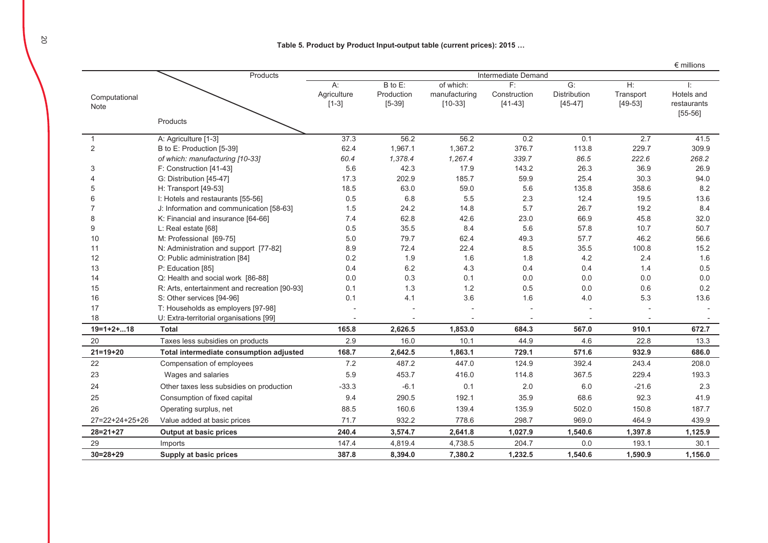**Table 5. Product by Product Input-output table (current prices): 2015 …**

€ millions

| Computational Note | Products | A: Agriculture [1-3] | B to E: Production [5-39] | of which: manufacturing [10-33] | F: Construction [41-43] | G: Distribution [45-47] | H: Transport [49-53] | I: Hotels and restaurants [55-56] |
|---|---|---|---|---|---|---|---|---|
| | | Intermediate Demand | | | | | | |
| 1 | A: Agriculture [1-3] | 37.3 | 56.2 | 56.2 | 0.2 | 0.1 | 2.7 | 41.5 |
| 2 | B to E: Production [5-39] | 62.4 | 1,967.1 | 1,367.2 | 376.7 | 113.8 | 229.7 | 309.9 |
| | *of which: manufacturing [10-33]* | *60.4* | *1,378.4* | *1,267.4* | *339.7* | *86.5* | *222.6* | *268.2* |
| 3 | F: Construction [41-43] | 5.6 | 42.3 | 17.9 | 143.2 | 26.3 | 36.9 | 26.9 |
| 4 | G: Distribution [45-47] | 17.3 | 202.9 | 185.7 | 59.9 | 25.4 | 30.3 | 94.0 |
| 5 | H: Transport [49-53] | 18.5 | 63.0 | 59.0 | 5.6 | 135.8 | 358.6 | 8.2 |
| 6 | I: Hotels and restaurants [55-56] | 0.5 | 6.8 | 5.5 | 2.3 | 12.4 | 19.5 | 13.6 |
| 7 | J: Information and communication [58-63] | 1.5 | 24.2 | 14.8 | 5.7 | 26.7 | 19.2 | 8.4 |
| 8 | K: Financial and insurance [64-66] | 7.4 | 62.8 | 42.6 | 23.0 | 66.9 | 45.8 | 32.0 |
| 9 | L: Real estate [68] | 0.5 | 35.5 | 8.4 | 5.6 | 57.8 | 10.7 | 50.7 |
| 10 | M: Professional [69-75] | 5.0 | 79.7 | 62.4 | 49.3 | 57.7 | 46.2 | 56.6 |
| 11 | N: Administration and support [77-82] | 8.9 | 72.4 | 22.4 | 8.5 | 35.5 | 100.8 | 15.2 |
| 12 | O: Public administration [84] | 0.2 | 1.9 | 1.6 | 1.8 | 4.2 | 2.4 | 1.6 |
| 13 | P: Education [85] | 0.4 | 6.2 | 4.3 | 0.4 | 0.4 | 1.4 | 0.5 |
| 14 | Q: Health and social work [86-88] | 0.0 | 0.3 | 0.1 | 0.0 | 0.0 | 0.0 | 0.0 |
| 15 | R: Arts, entertainment and recreation [90-93] | 0.1 | 1.3 | 1.2 | 0.5 | 0.0 | 0.6 | 0.2 |
| 16 | S: Other services [94-96] | 0.1 | 4.1 | 3.6 | 1.6 | 4.0 | 5.3 | 13.6 |
| 17 | T: Households as employers [97-98] | - | - | - | - | - | - | - |
| 18 | U: Extra-territorial organisations [99] | - | - | - | - | - | - | - |
| **19=1+2+...18** | **Total** | **165.8** | **2,626.5** | **1,853.0** | **684.3** | **567.0** | **910.1** | **672.7** |
| 20 | Taxes less subsidies on products | 2.9 | 16.0 | 10.1 | 44.9 | 4.6 | 22.8 | 13.3 |
| **21=19+20** | **Total intermediate consumption adjusted** | **168.7** | **2,642.5** | **1,863.1** | **729.1** | **571.6** | **932.9** | **686.0** |
| 22 | Compensation of employees | 7.2 | 487.2 | 447.0 | 124.9 | 392.4 | 243.4 | 208.0 |
| 23 | Wages and salaries | 5.9 | 453.7 | 416.0 | 114.8 | 367.5 | 229.4 | 193.3 |
| 24 | Other taxes less subsidies on production | -33.3 | -6.1 | 0.1 | 2.0 | 6.0 | -21.6 | 2.3 |
| 25 | Consumption of fixed capital | 9.4 | 290.5 | 192.1 | 35.9 | 68.6 | 92.3 | 41.9 |
| 26 | Operating surplus, net | 88.5 | 160.6 | 139.4 | 135.9 | 502.0 | 150.8 | 187.7 |
| 27=22+24+25+26 | Value added at basic prices | 71.7 | 932.2 | 778.6 | 298.7 | 969.0 | 464.9 | 439.9 |
| **28=21+27** | **Output at basic prices** | **240.4** | **3,574.7** | **2,641.8** | **1,027.9** | **1,540.6** | **1,397.8** | **1,125.9** |
| 29 | Imports | 147.4 | 4,819.4 | 4,738.5 | 204.7 | 0.0 | 193.1 | 30.1 |
| **30=28+29** | **Supply at basic prices** | **387.8** | **8,394.0** | **7,380.2** | **1,232.5** | **1,540.6** | **1,590.9** | **1,156.0** |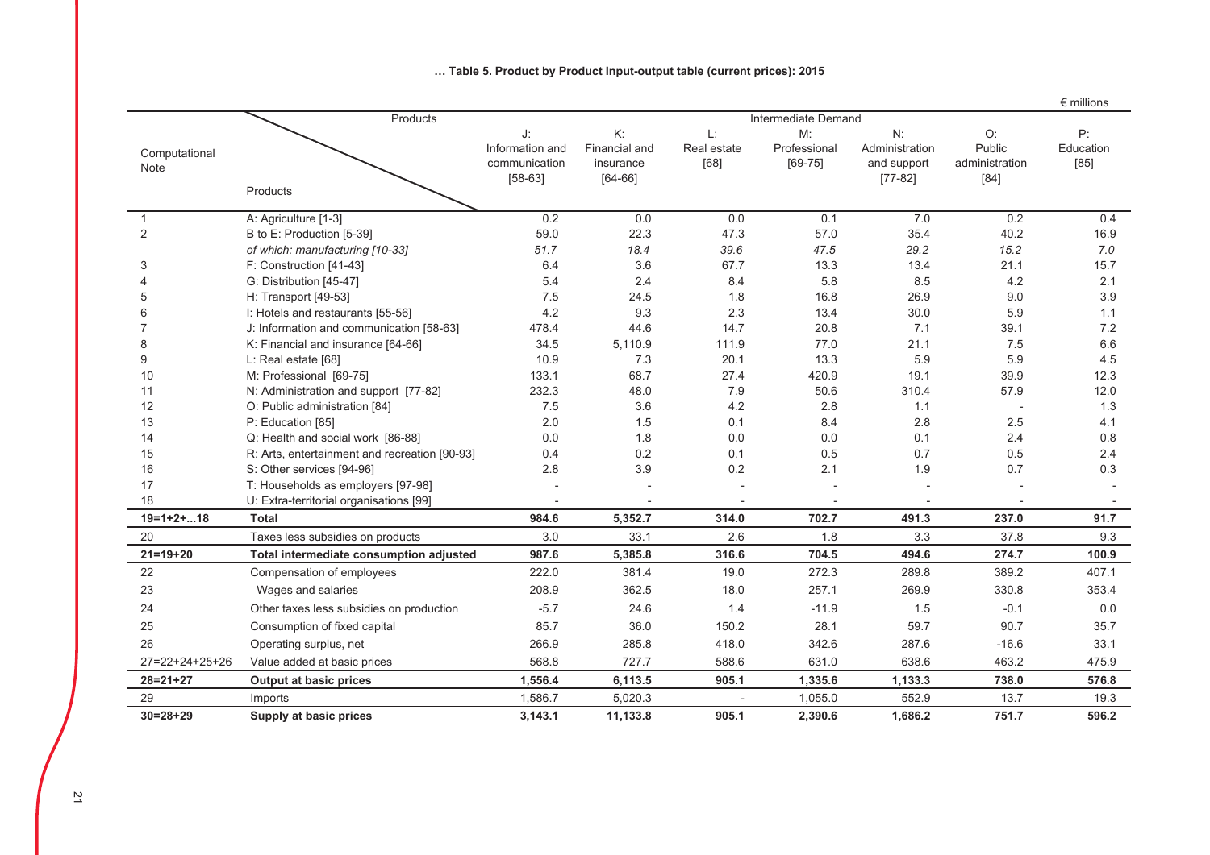**… Table 5. Product by Product Input-output table (current prices): 2015**

€ millions

| Computational Note | Products | J: Information and communication [58-63] | K: Financial and insurance [64-66] | L: Real estate [68] | M: Professional [69-75] | N: Administration and support [77-82] | O: Public administration [84] | P: Education [85] |
|---|---|---|---|---|---|---|---|---|
| | | Intermediate Demand | | | | | | |
| 1 | A: Agriculture [1-3] | 0.2 | 0.0 | 0.0 | 0.1 | 7.0 | 0.2 | 0.4 |
| 2 | B to E: Production [5-39] | 59.0 | 22.3 | 47.3 | 57.0 | 35.4 | 40.2 | 16.9 |
| | *of which: manufacturing [10-33]* | *51.7* | *18.4* | *39.6* | *47.5* | *29.2* | *15.2* | *7.0* |
| 3 | F: Construction [41-43] | 6.4 | 3.6 | 67.7 | 13.3 | 13.4 | 21.1 | 15.7 |
| 4 | G: Distribution [45-47] | 5.4 | 2.4 | 8.4 | 5.8 | 8.5 | 4.2 | 2.1 |
| 5 | H: Transport [49-53] | 7.5 | 24.5 | 1.8 | 16.8 | 26.9 | 9.0 | 3.9 |
| 6 | I: Hotels and restaurants [55-56] | 4.2 | 9.3 | 2.3 | 13.4 | 30.0 | 5.9 | 1.1 |
| 7 | J: Information and communication [58-63] | 478.4 | 44.6 | 14.7 | 20.8 | 7.1 | 39.1 | 7.2 |
| 8 | K: Financial and insurance [64-66] | 34.5 | 5,110.9 | 111.9 | 77.0 | 21.1 | 7.5 | 6.6 |
| 9 | L: Real estate [68] | 10.9 | 7.3 | 20.1 | 13.3 | 5.9 | 5.9 | 4.5 |
| 10 | M: Professional [69-75] | 133.1 | 68.7 | 27.4 | 420.9 | 19.1 | 39.9 | 12.3 |
| 11 | N: Administration and support [77-82] | 232.3 | 48.0 | 7.9 | 50.6 | 310.4 | 57.9 | 12.0 |
| 12 | O: Public administration [84] | 7.5 | 3.6 | 4.2 | 2.8 | 1.1 | - | 1.3 |
| 13 | P: Education [85] | 2.0 | 1.5 | 0.1 | 8.4 | 2.8 | 2.5 | 4.1 |
| 14 | Q: Health and social work [86-88] | 0.0 | 1.8 | 0.0 | 0.0 | 0.1 | 2.4 | 0.8 |
| 15 | R: Arts, entertainment and recreation [90-93] | 0.4 | 0.2 | 0.1 | 0.5 | 0.7 | 0.5 | 2.4 |
| 16 | S: Other services [94-96] | 2.8 | 3.9 | 0.2 | 2.1 | 1.9 | 0.7 | 0.3 |
| 17 | T: Households as employers [97-98] | - | - | - | - | - | - | - |
| 18 | U: Extra-territorial organisations [99] | - | - | - | - | - | - | - |
| **19=1+2+...18** | **Total** | **984.6** | **5,352.7** | **314.0** | **702.7** | **491.3** | **237.0** | **91.7** |
| 20 | Taxes less subsidies on products | 3.0 | 33.1 | 2.6 | 1.8 | 3.3 | 37.8 | 9.3 |
| **21=19+20** | **Total intermediate consumption adjusted** | **987.6** | **5,385.8** | **316.6** | **704.5** | **494.6** | **274.7** | **100.9** |
| 22 | Compensation of employees | 222.0 | 381.4 | 19.0 | 272.3 | 289.8 | 389.2 | 407.1 |
| 23 | Wages and salaries | 208.9 | 362.5 | 18.0 | 257.1 | 269.9 | 330.8 | 353.4 |
| 24 | Other taxes less subsidies on production | -5.7 | 24.6 | 1.4 | -11.9 | 1.5 | -0.1 | 0.0 |
| 25 | Consumption of fixed capital | 85.7 | 36.0 | 150.2 | 28.1 | 59.7 | 90.7 | 35.7 |
| 26 | Operating surplus, net | 266.9 | 285.8 | 418.0 | 342.6 | 287.6 | -16.6 | 33.1 |
| 27=22+24+25+26 | Value added at basic prices | 568.8 | 727.7 | 588.6 | 631.0 | 638.6 | 463.2 | 475.9 |
| **28=21+27** | **Output at basic prices** | **1,556.4** | **6,113.5** | **905.1** | **1,335.6** | **1,133.3** | **738.0** | **576.8** |
| 29 | Imports | 1,586.7 | 5,020.3 | - | 1,055.0 | 552.9 | 13.7 | 19.3 |
| **30=28+29** | **Supply at basic prices** | **3,143.1** | **11,133.8** | **905.1** | **2,390.6** | **1,686.2** | **751.7** | **596.2** |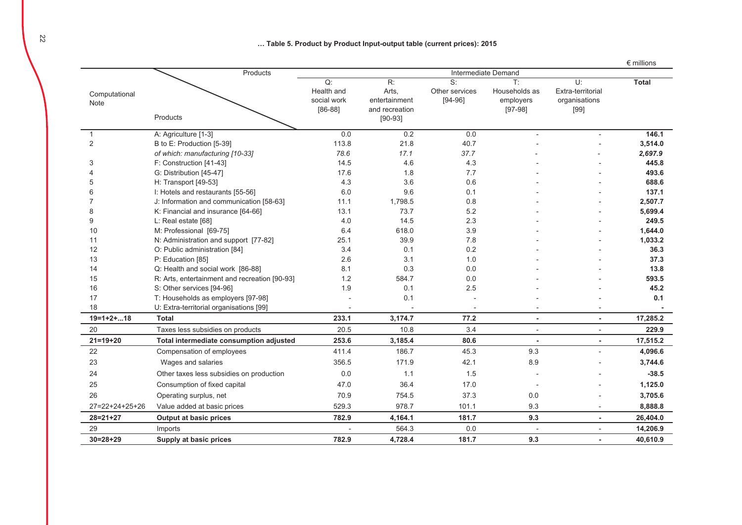**… Table 5. Product by Product Input-output table (current prices): 2015**

€ millions

| Computational Note | Products | Intermediate Demand | | | | | |
|---|---|---|---|---|---|---|---|
| | | Q: Health and social work [86-88] | R: Arts, entertainment and recreation [90-93] | S: Other services [94-96] | T: Households as employers [97-98] | U: Extra-territorial organisations [99] | **Total** |
| 1 | A: Agriculture [1-3] | 0.0 | 0.2 | 0.0 | - | - | **146.1** |
| 2 | B to E: Production [5-39] | 113.8 | 21.8 | 40.7 | - | - | **3,514.0** |
| | *of which: manufacturing [10-33]* | *78.6* | *17.1* | *37.7* | - | - | ***2,697.9*** |
| 3 | F: Construction [41-43] | 14.5 | 4.6 | 4.3 | - | - | **445.8** |
| 4 | G: Distribution [45-47] | 17.6 | 1.8 | 7.7 | - | - | **493.6** |
| 5 | H: Transport [49-53] | 4.3 | 3.6 | 0.6 | - | - | **688.6** |
| 6 | I: Hotels and restaurants [55-56] | 6.0 | 9.6 | 0.1 | - | - | **137.1** |
| 7 | J: Information and communication [58-63] | 11.1 | 1,798.5 | 0.8 | - | - | **2,507.7** |
| 8 | K: Financial and insurance [64-66] | 13.1 | 73.7 | 5.2 | - | - | **5,699.4** |
| 9 | L: Real estate [68] | 4.0 | 14.5 | 2.3 | - | - | **249.5** |
| 10 | M: Professional [69-75] | 6.4 | 618.0 | 3.9 | - | - | **1,644.0** |
| 11 | N: Administration and support [77-82] | 25.1 | 39.9 | 7.8 | - | - | **1,033.2** |
| 12 | O: Public administration [84] | 3.4 | 0.1 | 0.2 | - | - | **36.3** |
| 13 | P: Education [85] | 2.6 | 3.1 | 1.0 | - | - | **37.3** |
| 14 | Q: Health and social work [86-88] | 8.1 | 0.3 | 0.0 | - | - | **13.8** |
| 15 | R: Arts, entertainment and recreation [90-93] | 1.2 | 584.7 | 0.0 | - | - | **593.5** |
| 16 | S: Other services [94-96] | 1.9 | 0.1 | 2.5 | - | - | **45.2** |
| 17 | T: Households as employers [97-98] | - | 0.1 | - | - | - | **0.1** |
| 18 | U: Extra-territorial organisations [99] | - | - | - | - | - | **-** |
| **19=1+2+...18** | **Total** | **233.1** | **3,174.7** | **77.2** | **-** | **-** | **17,285.2** |
| 20 | Taxes less subsidies on products | 20.5 | 10.8 | 3.4 | - | - | **229.9** |
| **21=19+20** | **Total intermediate consumption adjusted** | **253.6** | **3,185.4** | **80.6** | **-** | **-** | **17,515.2** |
| 22 | Compensation of employees | 411.4 | 186.7 | 45.3 | 9.3 | - | **4,096.6** |
| 23 | Wages and salaries | 356.5 | 171.9 | 42.1 | 8.9 | - | **3,744.6** |
| 24 | Other taxes less subsidies on production | 0.0 | 1.1 | 1.5 | - | - | **-38.5** |
| 25 | Consumption of fixed capital | 47.0 | 36.4 | 17.0 | - | - | **1,125.0** |
| 26 | Operating surplus, net | 70.9 | 754.5 | 37.3 | 0.0 | - | **3,705.6** |
| 27=22+24+25+26 | Value added at basic prices | 529.3 | 978.7 | 101.1 | 9.3 | - | **8,888.8** |
| **28=21+27** | **Output at basic prices** | **782.9** | **4,164.1** | **181.7** | **9.3** | **-** | **26,404.0** |
| 29 | Imports | - | 564.3 | 0.0 | - | - | **14,206.9** |
| **30=28+29** | **Supply at basic prices** | **782.9** | **4,728.4** | **181.7** | **9.3** | **-** | **40,610.9** |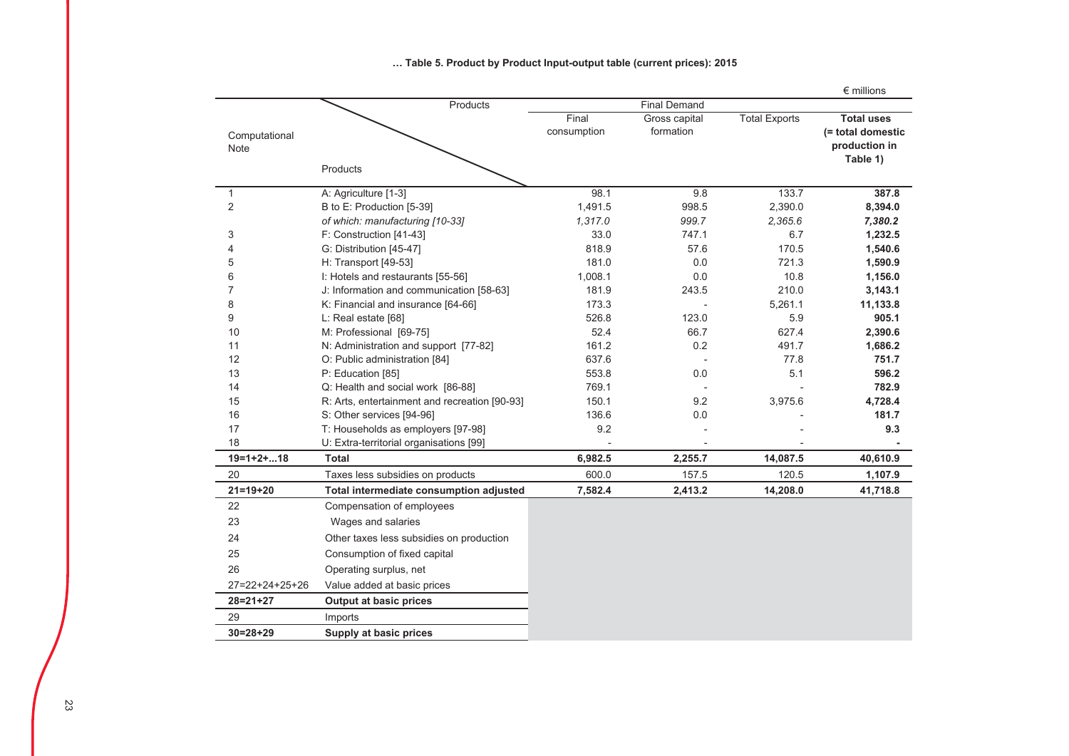**… Table 5. Product by Product Input-output table (current prices): 2015**

€ millions

| Computational Note | Products \ Products | Final Demand | | | |
|---|---|---|---|---|---|
| | | Final consumption | Gross capital formation | Total Exports | **Total uses (= total domestic production in Table 1)** |
| 1 | A: Agriculture [1-3] | 98.1 | 9.8 | 133.7 | **387.8** |
| 2 | B to E: Production [5-39] | 1,491.5 | 998.5 | 2,390.0 | **8,394.0** |
| | *of which: manufacturing [10-33]* | *1,317.0* | *999.7* | *2,365.6* | ***7,380.2*** |
| 3 | F: Construction [41-43] | 33.0 | 747.1 | 6.7 | **1,232.5** |
| 4 | G: Distribution [45-47] | 818.9 | 57.6 | 170.5 | **1,540.6** |
| 5 | H: Transport [49-53] | 181.0 | 0.0 | 721.3 | **1,590.9** |
| 6 | I: Hotels and restaurants [55-56] | 1,008.1 | 0.0 | 10.8 | **1,156.0** |
| 7 | J: Information and communication [58-63] | 181.9 | 243.5 | 210.0 | **3,143.1** |
| 8 | K: Financial and insurance [64-66] | 173.3 | - | 5,261.1 | **11,133.8** |
| 9 | L: Real estate [68] | 526.8 | 123.0 | 5.9 | **905.1** |
| 10 | M: Professional [69-75] | 52.4 | 66.7 | 627.4 | **2,390.6** |
| 11 | N: Administration and support [77-82] | 161.2 | 0.2 | 491.7 | **1,686.2** |
| 12 | O: Public administration [84] | 637.6 | - | 77.8 | **751.7** |
| 13 | P: Education [85] | 553.8 | 0.0 | 5.1 | **596.2** |
| 14 | Q: Health and social work [86-88] | 769.1 | - | - | **782.9** |
| 15 | R: Arts, entertainment and recreation [90-93] | 150.1 | 9.2 | 3,975.6 | **4,728.4** |
| 16 | S: Other services [94-96] | 136.6 | 0.0 | - | **181.7** |
| 17 | T: Households as employers [97-98] | 9.2 | - | - | **9.3** |
| 18 | U: Extra-territorial organisations [99] | - | - | - | **-** |
| **19=1+2+...18** | **Total** | **6,982.5** | **2,255.7** | **14,087.5** | **40,610.9** |
| 20 | Taxes less subsidies on products | 600.0 | 157.5 | 120.5 | **1,107.9** |
| **21=19+20** | **Total intermediate consumption adjusted** | **7,582.4** | **2,413.2** | **14,208.0** | **41,718.8** |
| 22 | Compensation of employees | | | | |
| 23 | Wages and salaries | | | | |
| 24 | Other taxes less subsidies on production | | | | |
| 25 | Consumption of fixed capital | | | | |
| 26 | Operating surplus, net | | | | |
| 27=22+24+25+26 | Value added at basic prices | | | | |
| **28=21+27** | **Output at basic prices** | | | | |
| 29 | Imports | | | | |
| **30=28+29** | **Supply at basic prices** | | | | |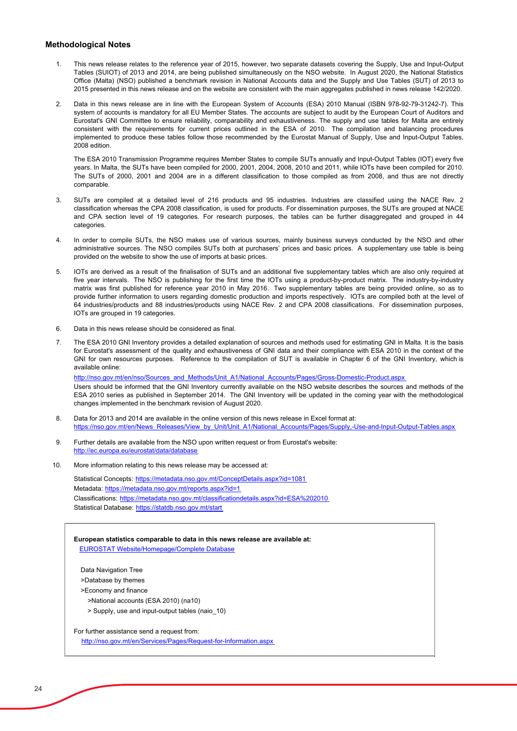## Methodological Notes

1. This news release relates to the reference year of 2015, however, two separate datasets covering the Supply, Use and Input-Output Tables (SUIOT) of 2013 and 2014, are being published simultaneously on the NSO website. In August 2020, the National Statistics Office (Malta) (NSO) published a benchmark revision in National Accounts data and the Supply and Use Tables (SUT) of 2013 to 2015 presented in this news release and on the website are consistent with the main aggregates published in news release 142/2020.

2. Data in this news release are in line with the European System of Accounts (ESA) 2010 Manual (ISBN 978-92-79-31242-7). This system of accounts is mandatory for all EU Member States. The accounts are subject to audit by the European Court of Auditors and Eurostat's GNI Committee to ensure reliability, comparability and exhaustiveness. The supply and use tables for Malta are entirely consistent with the requirements for current prices outlined in the ESA of 2010. The compilation and balancing procedures implemented to produce these tables follow those recommended by the Eurostat Manual of Supply, Use and Input-Output Tables, 2008 edition.

   The ESA 2010 Transmission Programme requires Member States to compile SUTs annually and Input-Output Tables (IOT) every five years. In Malta, the SUTs have been compiled for 2000, 2001, 2004, 2008, 2010 and 2011, while IOTs have been compiled for 2010. The SUTs of 2000, 2001 and 2004 are in a different classification to those compiled as from 2008, and thus are not directly comparable.

3. SUTs are compiled at a detailed level of 216 products and 95 industries. Industries are classified using the NACE Rev. 2 classification whereas the CPA 2008 classification, is used for products. For dissemination purposes, the SUTs are grouped at NACE and CPA section level of 19 categories. For research purposes, the tables can be further disaggregated and grouped in 44 categories.

4. In order to compile SUTs, the NSO makes use of various sources, mainly business surveys conducted by the NSO and other administrative sources. The NSO compiles SUTs both at purchasers' prices and basic prices. A supplementary use table is being provided on the website to show the use of imports at basic prices.

5. IOTs are derived as a result of the finalisation of SUTs and an additional five supplementary tables which are also only required at five year intervals. The NSO is publishing for the first time the IOTs using a product-by-product matrix. The industry-by-industry matrix was first published for reference year 2010 in May 2016. Two supplementary tables are being provided online, so as to provide further information to users regarding domestic production and imports respectively. IOTs are compiled both at the level of 64 industries/products and 88 industries/products using NACE Rev. 2 and CPA 2008 classifications. For dissemination purposes, IOTs are grouped in 19 categories.

6. Data in this news release should be considered as final.

7. The ESA 2010 GNI Inventory provides a detailed explanation of sources and methods used for estimating GNI in Malta. It is the basis for Eurostat's assessment of the quality and exhaustiveness of GNI data and their compliance with ESA 2010 in the context of the GNI for own resources purposes. Reference to the compilation of SUT is available in Chapter 6 of the GNI Inventory, which is available online:
   http://nso.gov.mt/en/nso/Sources_and_Methods/Unit_A1/National_Accounts/Pages/Gross-Domestic-Product.aspx
   Users should be informed that the GNI Inventory currently available on the NSO website describes the sources and methods of the ESA 2010 series as published in September 2014. The GNI Inventory will be updated in the coming year with the methodological changes implemented in the benchmark revision of August 2020.

8. Data for 2013 and 2014 are available in the online version of this news release in Excel format at:
   https://nso.gov.mt/en/News_Releases/View_by_Unit/Unit_A1/National_Accounts/Pages/Supply,-Use-and-Input-Output-Tables.aspx

9. Further details are available from the NSO upon written request or from Eurostat's website:
   http://ec.europa.eu/eurostat/data/database

10. More information relating to this news release may be accessed at:

    Statistical Concepts: https://metadata.nso.gov.mt/ConceptDetails.aspx?id=1081
    Metadata: https://metadata.nso.gov.mt/reports.aspx?id=1
    Classifications: https://metadata.nso.gov.mt/classificationdetails.aspx?id=ESA%202010
    Statistical Database: https://statdb.nso.gov.mt/start

**European statistics comparable to data in this news release are available at:**
EUROSTAT Website/Homepage/Complete Database

Data Navigation Tree
>Database by themes
>Economy and finance
>National accounts (ESA 2010) (na10)
> Supply, use and input-output tables (naio_10)

For further assistance send a request from:
http://nso.gov.mt/en/Services/Pages/Request-for-Information.aspx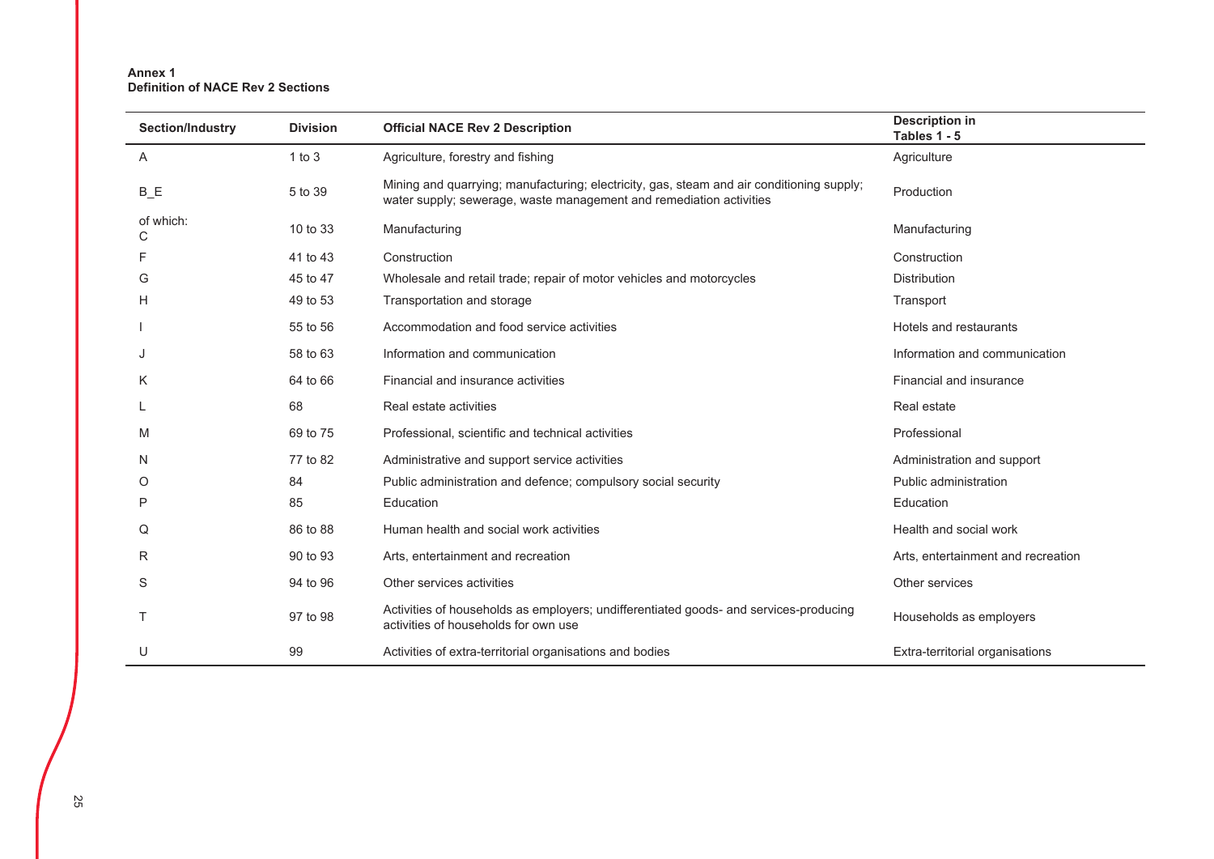**Annex 1**
**Definition of NACE Rev 2 Sections**

| Section/Industry | Division | Official NACE Rev 2 Description | Description in Tables 1 - 5 |
|---|---|---|---|
| A | 1 to 3 | Agriculture, forestry and fishing | Agriculture |
| B_E | 5 to 39 | Mining and quarrying; manufacturing; electricity, gas, steam and air conditioning supply; water supply; sewerage, waste management and remediation activities | Production |
| of which: C | 10 to 33 | Manufacturing | Manufacturing |
| F | 41 to 43 | Construction | Construction |
| G | 45 to 47 | Wholesale and retail trade; repair of motor vehicles and motorcycles | Distribution |
| H | 49 to 53 | Transportation and storage | Transport |
| I | 55 to 56 | Accommodation and food service activities | Hotels and restaurants |
| J | 58 to 63 | Information and communication | Information and communication |
| K | 64 to 66 | Financial and insurance activities | Financial and insurance |
| L | 68 | Real estate activities | Real estate |
| M | 69 to 75 | Professional, scientific and technical activities | Professional |
| N | 77 to 82 | Administrative and support service activities | Administration and support |
| O | 84 | Public administration and defence; compulsory social security | Public administration |
| P | 85 | Education | Education |
| Q | 86 to 88 | Human health and social work activities | Health and social work |
| R | 90 to 93 | Arts, entertainment and recreation | Arts, entertainment and recreation |
| S | 94 to 96 | Other services activities | Other services |
| T | 97 to 98 | Activities of households as employers; undifferentiated goods- and services-producing activities of households for own use | Households as employers |
| U | 99 | Activities of extra-territorial organisations and bodies | Extra-territorial organisations |